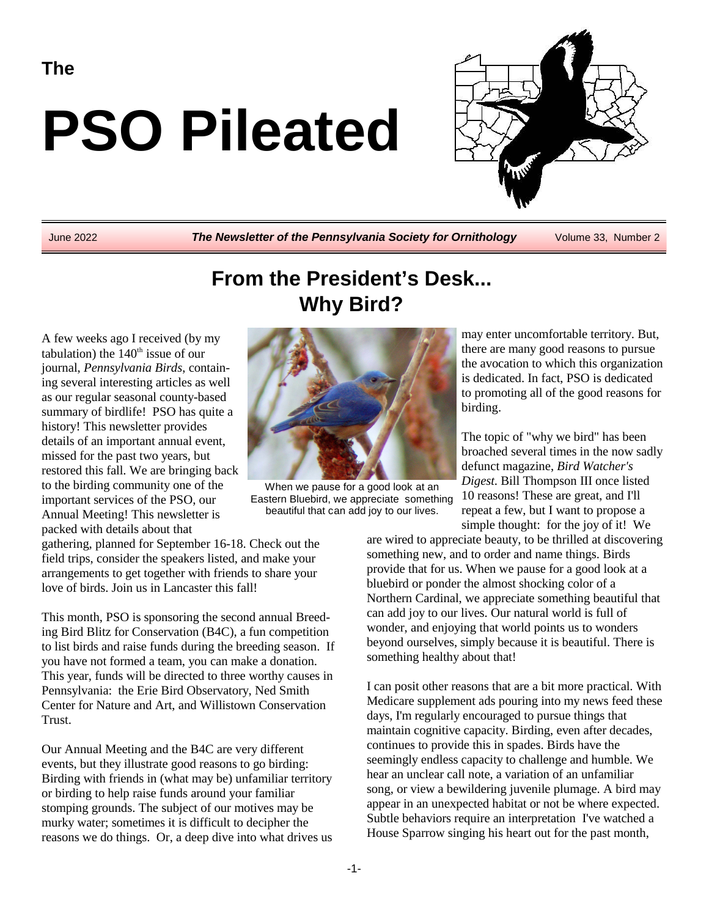The

# PSO Pileated

June 2022 — *The Newsletter of the Pennsylvania Society for Ornithology* — Volume 33, Number 2

## From the President's Desk...
## Why Bird?

A few weeks ago I received (by my tabulation) the 140th issue of our journal, *Pennsylvania Birds*, containing several interesting articles as well as our regular seasonal county-based summary of birdlife! PSO has quite a history! This newsletter provides details of an important annual event, missed for the past two years, but restored this fall. We are bringing back to the birding community one of the important services of the PSO, our Annual Meeting! This newsletter is packed with details about that gathering, planned for September 16-18. Check out the field trips, consider the speakers listed, and make your arrangements to get together with friends to share your love of birds. Join us in Lancaster this fall!

This month, PSO is sponsoring the second annual Breeding Bird Blitz for Conservation (B4C), a fun competition to list birds and raise funds during the breeding season. If you have not formed a team, you can make a donation. This year, funds will be directed to three worthy causes in Pennsylvania: the Erie Bird Observatory, Ned Smith Center for Nature and Art, and Willistown Conservation Trust.

Our Annual Meeting and the B4C are very different events, but they illustrate good reasons to go birding: Birding with friends in (what may be) unfamiliar territory or birding to help raise funds around your familiar stomping grounds. The subject of our motives may be murky water; sometimes it is difficult to decipher the reasons we do things. Or, a deep dive into what drives us may enter uncomfortable territory. But, there are many good reasons to pursue the avocation to which this organization is dedicated. In fact, PSO is dedicated to promoting all of the good reasons for birding.

When we pause for a good look at an Eastern Bluebird, we appreciate something beautiful that can add joy to our lives.

The topic of "why we bird" has been broached several times in the now sadly defunct magazine, *Bird Watcher's Digest*. Bill Thompson III once listed 10 reasons! These are great, and I'll repeat a few, but I want to propose a simple thought: for the joy of it! We are wired to appreciate beauty, to be thrilled at discovering something new, and to order and name things. Birds provide that for us. When we pause for a good look at a bluebird or ponder the almost shocking color of a Northern Cardinal, we appreciate something beautiful that can add joy to our lives. Our natural world is full of wonder, and enjoying that world points us to wonders beyond ourselves, simply because it is beautiful. There is something healthy about that!

I can posit other reasons that are a bit more practical. With Medicare supplement ads pouring into my news feed these days, I'm regularly encouraged to pursue things that maintain cognitive capacity. Birding, even after decades, continues to provide this in spades. Birds have the seemingly endless capacity to challenge and humble. We hear an unclear call note, a variation of an unfamiliar song, or view a bewildering juvenile plumage. A bird may appear in an unexpected habitat or not be where expected. Subtle behaviors require an interpretation I've watched a House Sparrow singing his heart out for the past month,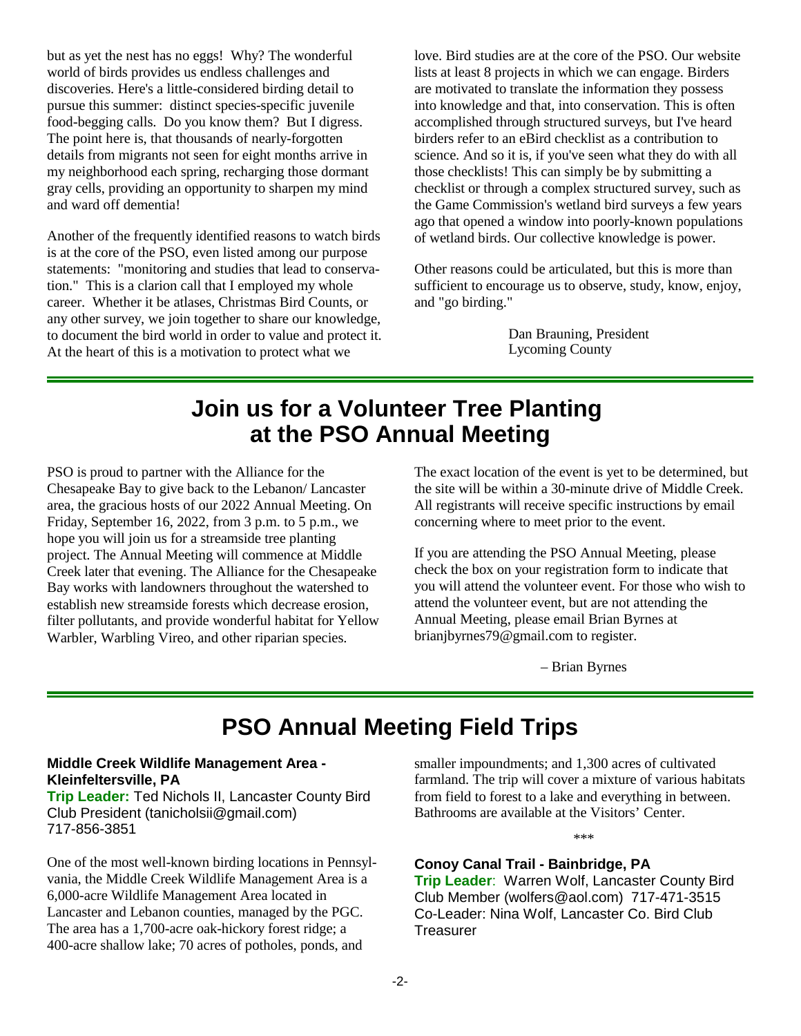but as yet the nest has no eggs! Why? The wonderful world of birds provides us endless challenges and discoveries. Here's a little-considered birding detail to pursue this summer: distinct species-specific juvenile food-begging calls. Do you know them? But I digress. The point here is, that thousands of nearly-forgotten details from migrants not seen for eight months arrive in my neighborhood each spring, recharging those dormant gray cells, providing an opportunity to sharpen my mind and ward off dementia!

Another of the frequently identified reasons to watch birds is at the core of the PSO, even listed among our purpose statements: "monitoring and studies that lead to conservation." This is a clarion call that I employed my whole career. Whether it be atlases, Christmas Bird Counts, or any other survey, we join together to share our knowledge, to document the bird world in order to value and protect it. At the heart of this is a motivation to protect what we love. Bird studies are at the core of the PSO. Our website lists at least 8 projects in which we can engage. Birders are motivated to translate the information they possess into knowledge and that, into conservation. This is often accomplished through structured surveys, but I've heard birders refer to an eBird checklist as a contribution to science. And so it is, if you've seen what they do with all those checklists! This can simply be by submitting a checklist or through a complex structured survey, such as the Game Commission's wetland bird surveys a few years ago that opened a window into poorly-known populations of wetland birds. Our collective knowledge is power.

Other reasons could be articulated, but this is more than sufficient to encourage us to observe, study, know, enjoy, and "go birding."

Dan Brauning, President
Lycoming County

# Join us for a Volunteer Tree Planting at the PSO Annual Meeting

PSO is proud to partner with the Alliance for the Chesapeake Bay to give back to the Lebanon/ Lancaster area, the gracious hosts of our 2022 Annual Meeting. On Friday, September 16, 2022, from 3 p.m. to 5 p.m., we hope you will join us for a streamside tree planting project. The Annual Meeting will commence at Middle Creek later that evening. The Alliance for the Chesapeake Bay works with landowners throughout the watershed to establish new streamside forests which decrease erosion, filter pollutants, and provide wonderful habitat for Yellow Warbler, Warbling Vireo, and other riparian species.

The exact location of the event is yet to be determined, but the site will be within a 30-minute drive of Middle Creek. All registrants will receive specific instructions by email concerning where to meet prior to the event.

If you are attending the PSO Annual Meeting, please check the box on your registration form to indicate that you will attend the volunteer event. For those who wish to attend the volunteer event, but are not attending the Annual Meeting, please email Brian Byrnes at brianjbyrnes79@gmail.com to register.

– Brian Byrnes

# PSO Annual Meeting Field Trips

**Middle Creek Wildlife Management Area - Kleinfeltersville, PA**
**Trip Leader:** Ted Nichols II, Lancaster County Bird Club President (tanicholsii@gmail.com) 717-856-3851

One of the most well-known birding locations in Pennsylvania, the Middle Creek Wildlife Management Area is a 6,000-acre Wildlife Management Area located in Lancaster and Lebanon counties, managed by the PGC. The area has a 1,700-acre oak-hickory forest ridge; a 400-acre shallow lake; 70 acres of potholes, ponds, and smaller impoundments; and 1,300 acres of cultivated farmland. The trip will cover a mixture of various habitats from field to forest to a lake and everything in between. Bathrooms are available at the Visitors' Center.

\*\*\*

**Conoy Canal Trail - Bainbridge, PA**
**Trip Leader**: Warren Wolf, Lancaster County Bird Club Member (wolfers@aol.com) 717-471-3515
Co-Leader: Nina Wolf, Lancaster Co. Bird Club Treasurer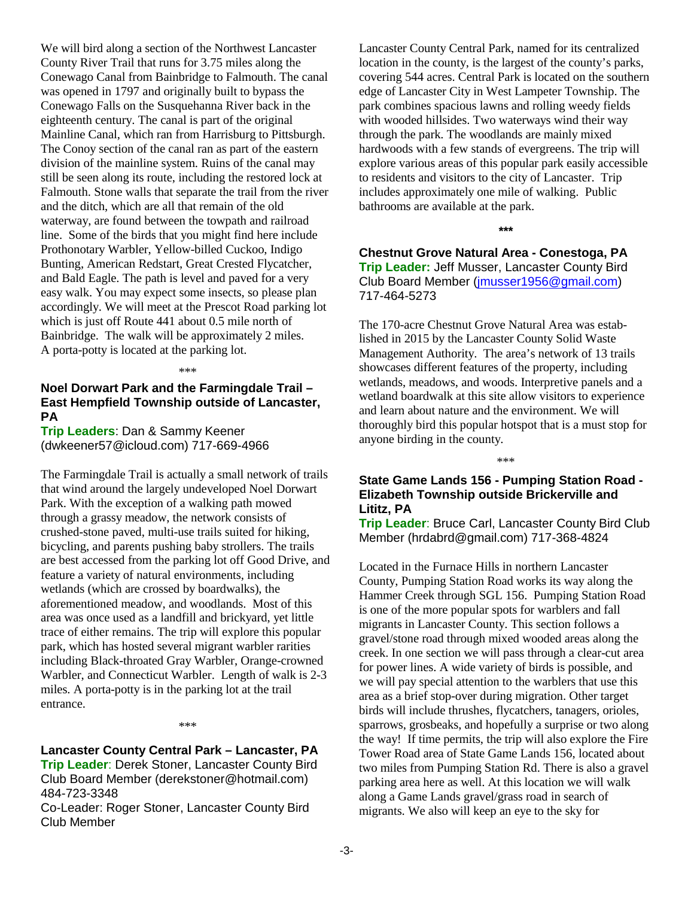We will bird along a section of the Northwest Lancaster County River Trail that runs for 3.75 miles along the Conewago Canal from Bainbridge to Falmouth. The canal was opened in 1797 and originally built to bypass the Conewago Falls on the Susquehanna River back in the eighteenth century. The canal is part of the original Mainline Canal, which ran from Harrisburg to Pittsburgh. The Conoy section of the canal ran as part of the eastern division of the mainline system. Ruins of the canal may still be seen along its route, including the restored lock at Falmouth. Stone walls that separate the trail from the river and the ditch, which are all that remain of the old waterway, are found between the towpath and railroad line. Some of the birds that you might find here include Prothonotary Warbler, Yellow-billed Cuckoo, Indigo Bunting, American Redstart, Great Crested Flycatcher, and Bald Eagle. The path is level and paved for a very easy walk. You may expect some insects, so please plan accordingly. We will meet at the Prescot Road parking lot which is just off Route 441 about 0.5 mile north of Bainbridge. The walk will be approximately 2 miles. A porta-potty is located at the parking lot.

\*\*\*

### Noel Dorwart Park and the Farmingdale Trail – East Hempfield Township outside of Lancaster, PA

**Trip Leaders**: Dan & Sammy Keener (dwkeener57@icloud.com) 717-669-4966

The Farmingdale Trail is actually a small network of trails that wind around the largely undeveloped Noel Dorwart Park. With the exception of a walking path mowed through a grassy meadow, the network consists of crushed-stone paved, multi-use trails suited for hiking, bicycling, and parents pushing baby strollers. The trails are best accessed from the parking lot off Good Drive, and feature a variety of natural environments, including wetlands (which are crossed by boardwalks), the aforementioned meadow, and woodlands. Most of this area was once used as a landfill and brickyard, yet little trace of either remains. The trip will explore this popular park, which has hosted several migrant warbler rarities including Black-throated Gray Warbler, Orange-crowned Warbler, and Connecticut Warbler. Length of walk is 2-3 miles. A porta-potty is in the parking lot at the trail entrance.

\*\*\*

### Lancaster County Central Park – Lancaster, PA

**Trip Leader**: Derek Stoner, Lancaster County Bird Club Board Member (derekstoner@hotmail.com) 484-723-3348
Co-Leader: Roger Stoner, Lancaster County Bird Club Member

Lancaster County Central Park, named for its centralized location in the county, is the largest of the county's parks, covering 544 acres. Central Park is located on the southern edge of Lancaster City in West Lampeter Township. The park combines spacious lawns and rolling weedy fields with wooded hillsides. Two waterways wind their way through the park. The woodlands are mainly mixed hardwoods with a few stands of evergreens. The trip will explore various areas of this popular park easily accessible to residents and visitors to the city of Lancaster. Trip includes approximately one mile of walking. Public bathrooms are available at the park.

\*\*\*

### Chestnut Grove Natural Area - Conestoga, PA

**Trip Leader:** Jeff Musser, Lancaster County Bird Club Board Member (jmusser1956@gmail.com) 717-464-5273

The 170-acre Chestnut Grove Natural Area was established in 2015 by the Lancaster County Solid Waste Management Authority. The area's network of 13 trails showcases different features of the property, including wetlands, meadows, and woods. Interpretive panels and a wetland boardwalk at this site allow visitors to experience and learn about nature and the environment. We will thoroughly bird this popular hotspot that is a must stop for anyone birding in the county.

\*\*\*

### State Game Lands 156 - Pumping Station Road - Elizabeth Township outside Brickerville and Lititz, PA

**Trip Leader**: Bruce Carl, Lancaster County Bird Club Member (hrdabrd@gmail.com) 717-368-4824

Located in the Furnace Hills in northern Lancaster County, Pumping Station Road works its way along the Hammer Creek through SGL 156. Pumping Station Road is one of the more popular spots for warblers and fall migrants in Lancaster County. This section follows a gravel/stone road through mixed wooded areas along the creek. In one section we will pass through a clear-cut area for power lines. A wide variety of birds is possible, and we will pay special attention to the warblers that use this area as a brief stop-over during migration. Other target birds will include thrushes, flycatchers, tanagers, orioles, sparrows, grosbeaks, and hopefully a surprise or two along the way! If time permits, the trip will also explore the Fire Tower Road area of State Game Lands 156, located about two miles from Pumping Station Rd. There is also a gravel parking area here as well. At this location we will walk along a Game Lands gravel/grass road in search of migrants. We also will keep an eye to the sky for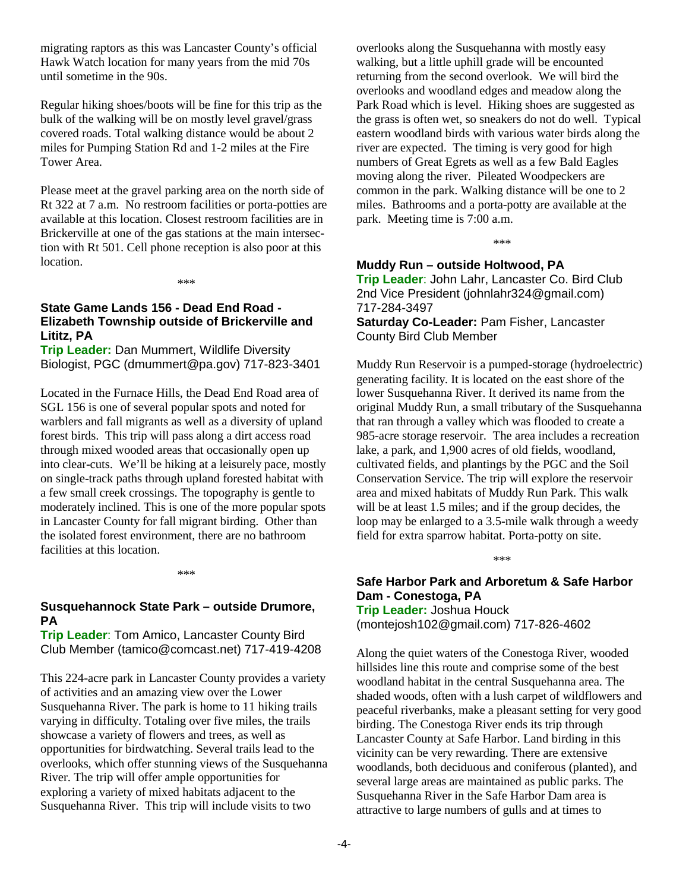migrating raptors as this was Lancaster County's official Hawk Watch location for many years from the mid 70s until sometime in the 90s.

Regular hiking shoes/boots will be fine for this trip as the bulk of the walking will be on mostly level gravel/grass covered roads. Total walking distance would be about 2 miles for Pumping Station Rd and 1-2 miles at the Fire Tower Area.

Please meet at the gravel parking area on the north side of Rt 322 at 7 a.m. No restroom facilities or porta-potties are available at this location. Closest restroom facilities are in Brickerville at one of the gas stations at the main intersection with Rt 501. Cell phone reception is also poor at this location.

\*\*\*

### State Game Lands 156 - Dead End Road - Elizabeth Township outside of Brickerville and Lititz, PA

**Trip Leader:** Dan Mummert, Wildlife Diversity Biologist, PGC (dmummert@pa.gov) 717-823-3401

Located in the Furnace Hills, the Dead End Road area of SGL 156 is one of several popular spots and noted for warblers and fall migrants as well as a diversity of upland forest birds. This trip will pass along a dirt access road through mixed wooded areas that occasionally open up into clear-cuts. We'll be hiking at a leisurely pace, mostly on single-track paths through upland forested habitat with a few small creek crossings. The topography is gentle to moderately inclined. This is one of the more popular spots in Lancaster County for fall migrant birding. Other than the isolated forest environment, there are no bathroom facilities at this location.

\*\*\*

### Susquehannock State Park – outside Drumore, PA

**Trip Leader**: Tom Amico, Lancaster County Bird Club Member (tamico@comcast.net) 717-419-4208

This 224-acre park in Lancaster County provides a variety of activities and an amazing view over the Lower Susquehanna River. The park is home to 11 hiking trails varying in difficulty. Totaling over five miles, the trails showcase a variety of flowers and trees, as well as opportunities for birdwatching. Several trails lead to the overlooks, which offer stunning views of the Susquehanna River. The trip will offer ample opportunities for exploring a variety of mixed habitats adjacent to the Susquehanna River. This trip will include visits to two overlooks along the Susquehanna with mostly easy walking, but a little uphill grade will be encounted returning from the second overlook. We will bird the overlooks and woodland edges and meadow along the Park Road which is level. Hiking shoes are suggested as the grass is often wet, so sneakers do not do well. Typical eastern woodland birds with various water birds along the river are expected. The timing is very good for high numbers of Great Egrets as well as a few Bald Eagles moving along the river. Pileated Woodpeckers are common in the park. Walking distance will be one to 2 miles. Bathrooms and a porta-potty are available at the park. Meeting time is 7:00 a.m.

\*\*\*

### Muddy Run – outside Holtwood, PA

**Trip Leader**: John Lahr, Lancaster Co. Bird Club 2nd Vice President (johnlahr324@gmail.com) 717-284-3497
**Saturday Co-Leader:** Pam Fisher, Lancaster County Bird Club Member

Muddy Run Reservoir is a pumped-storage (hydroelectric) generating facility. It is located on the east shore of the lower Susquehanna River. It derived its name from the original Muddy Run, a small tributary of the Susquehanna that ran through a valley which was flooded to create a 985-acre storage reservoir. The area includes a recreation lake, a park, and 1,900 acres of old fields, woodland, cultivated fields, and plantings by the PGC and the Soil Conservation Service. The trip will explore the reservoir area and mixed habitats of Muddy Run Park. This walk will be at least 1.5 miles; and if the group decides, the loop may be enlarged to a 3.5-mile walk through a weedy field for extra sparrow habitat. Porta-potty on site.

\*\*\*

### Safe Harbor Park and Arboretum & Safe Harbor Dam - Conestoga, PA

**Trip Leader:** Joshua Houck (montejosh102@gmail.com) 717-826-4602

Along the quiet waters of the Conestoga River, wooded hillsides line this route and comprise some of the best woodland habitat in the central Susquehanna area. The shaded woods, often with a lush carpet of wildflowers and peaceful riverbanks, make a pleasant setting for very good birding. The Conestoga River ends its trip through Lancaster County at Safe Harbor. Land birding in this vicinity can be very rewarding. There are extensive woodlands, both deciduous and coniferous (planted), and several large areas are maintained as public parks. The Susquehanna River in the Safe Harbor Dam area is attractive to large numbers of gulls and at times to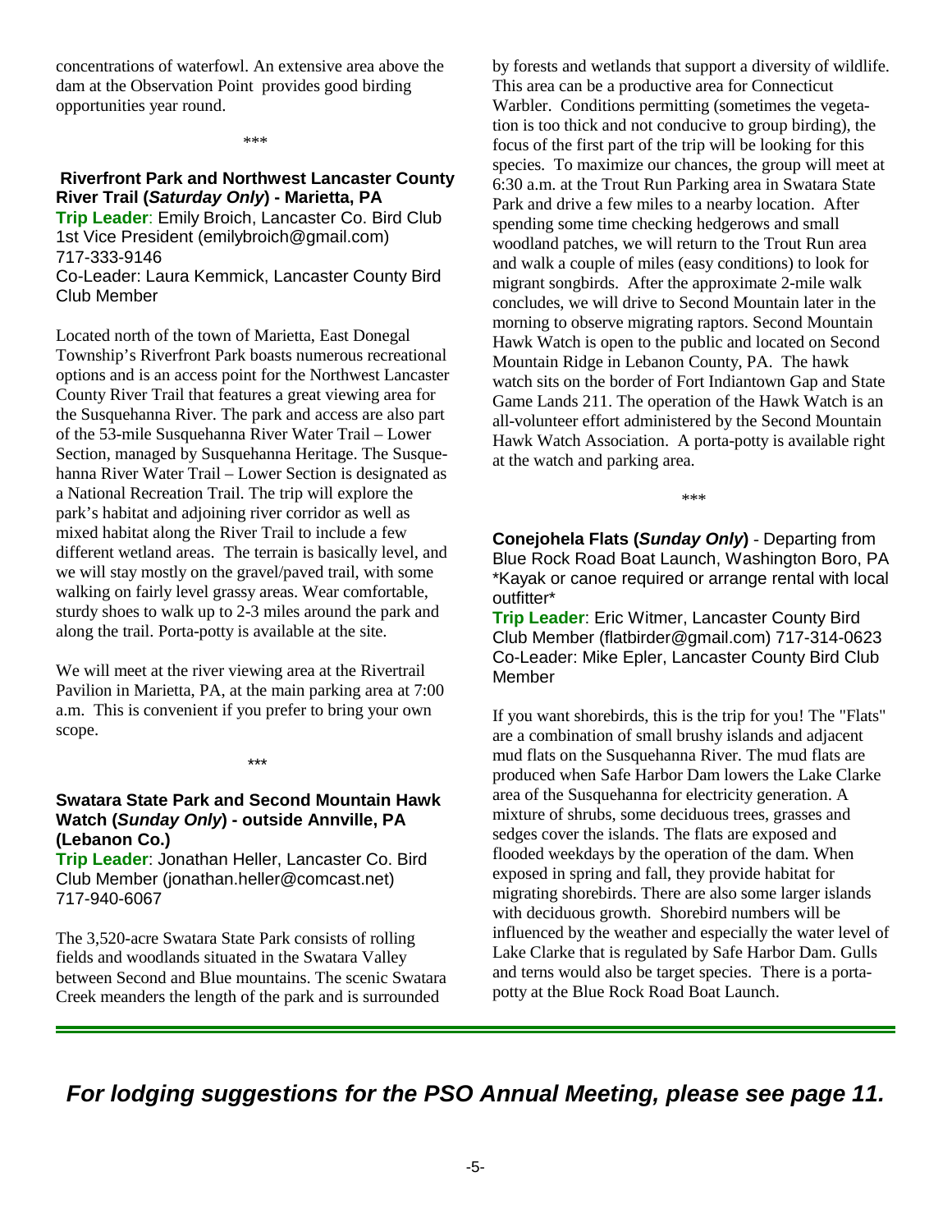concentrations of waterfowl. An extensive area above the dam at the Observation Point provides good birding opportunities year round.

\*\*\*

### Riverfront Park and Northwest Lancaster County River Trail (*Saturday Only*) - Marietta, PA

**Trip Leader**: Emily Broich, Lancaster Co. Bird Club 1st Vice President (emilybroich@gmail.com) 717-333-9146
Co-Leader: Laura Kemmick, Lancaster County Bird Club Member

Located north of the town of Marietta, East Donegal Township's Riverfront Park boasts numerous recreational options and is an access point for the Northwest Lancaster County River Trail that features a great viewing area for the Susquehanna River. The park and access are also part of the 53-mile Susquehanna River Water Trail – Lower Section, managed by Susquehanna Heritage. The Susquehanna River Water Trail – Lower Section is designated as a National Recreation Trail. The trip will explore the park's habitat and adjoining river corridor as well as mixed habitat along the River Trail to include a few different wetland areas. The terrain is basically level, and we will stay mostly on the gravel/paved trail, with some walking on fairly level grassy areas. Wear comfortable, sturdy shoes to walk up to 2-3 miles around the park and along the trail. Porta-potty is available at the site.

We will meet at the river viewing area at the Rivertrail Pavilion in Marietta, PA, at the main parking area at 7:00 a.m. This is convenient if you prefer to bring your own scope.

\*\*\*

### Swatara State Park and Second Mountain Hawk Watch (*Sunday Only*) - outside Annville, PA (Lebanon Co.)

**Trip Leader**: Jonathan Heller, Lancaster Co. Bird Club Member (jonathan.heller@comcast.net) 717-940-6067

The 3,520-acre Swatara State Park consists of rolling fields and woodlands situated in the Swatara Valley between Second and Blue mountains. The scenic Swatara Creek meanders the length of the park and is surrounded by forests and wetlands that support a diversity of wildlife. This area can be a productive area for Connecticut Warbler. Conditions permitting (sometimes the vegetation is too thick and not conducive to group birding), the focus of the first part of the trip will be looking for this species. To maximize our chances, the group will meet at 6:30 a.m. at the Trout Run Parking area in Swatara State Park and drive a few miles to a nearby location. After spending some time checking hedgerows and small woodland patches, we will return to the Trout Run area and walk a couple of miles (easy conditions) to look for migrant songbirds. After the approximate 2-mile walk concludes, we will drive to Second Mountain later in the morning to observe migrating raptors. Second Mountain Hawk Watch is open to the public and located on Second Mountain Ridge in Lebanon County, PA. The hawk watch sits on the border of Fort Indiantown Gap and State Game Lands 211. The operation of the Hawk Watch is an all-volunteer effort administered by the Second Mountain Hawk Watch Association. A porta-potty is available right at the watch and parking area.

\*\*\*

### Conejohela Flats (*Sunday Only*) - Departing from Blue Rock Road Boat Launch, Washington Boro, PA

\*Kayak or canoe required or arrange rental with local outfitter\*

**Trip Leader**: Eric Witmer, Lancaster County Bird Club Member (flatbirder@gmail.com) 717-314-0623
Co-Leader: Mike Epler, Lancaster County Bird Club Member

If you want shorebirds, this is the trip for you! The "Flats" are a combination of small brushy islands and adjacent mud flats on the Susquehanna River. The mud flats are produced when Safe Harbor Dam lowers the Lake Clarke area of the Susquehanna for electricity generation. A mixture of shrubs, some deciduous trees, grasses and sedges cover the islands. The flats are exposed and flooded weekdays by the operation of the dam. When exposed in spring and fall, they provide habitat for migrating shorebirds. There are also some larger islands with deciduous growth. Shorebird numbers will be influenced by the weather and especially the water level of Lake Clarke that is regulated by Safe Harbor Dam. Gulls and terns would also be target species. There is a porta-potty at the Blue Rock Road Boat Launch.

---

***For lodging suggestions for the PSO Annual Meeting, please see page 11.***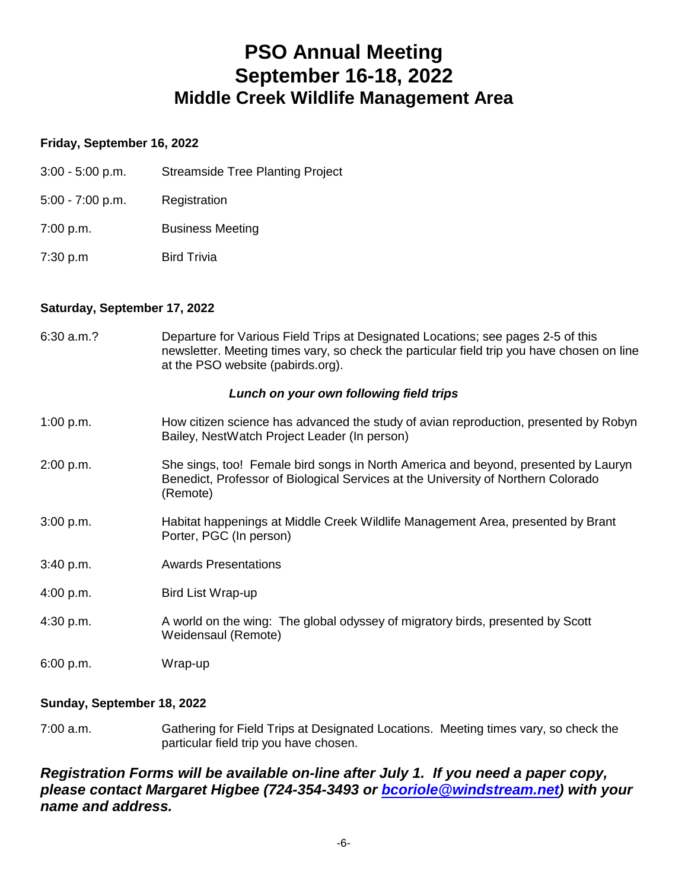# PSO Annual Meeting
# September 16-18, 2022
## Middle Creek Wildlife Management Area

**Friday, September 16, 2022**

| | |
|---|---|
| 3:00 - 5:00 p.m. | Streamside Tree Planting Project |
| 5:00 - 7:00 p.m. | Registration |
| 7:00 p.m. | Business Meeting |
| 7:30 p.m | Bird Trivia |

**Saturday, September 17, 2022**

| | |
|---|---|
| 6:30 a.m.? | Departure for Various Field Trips at Designated Locations; see pages 2-5 of this newsletter. Meeting times vary, so check the particular field trip you have chosen on line at the PSO website (pabirds.org). |
| | ***Lunch on your own following field trips*** |
| 1:00 p.m. | How citizen science has advanced the study of avian reproduction, presented by Robyn Bailey, NestWatch Project Leader (In person) |
| 2:00 p.m. | She sings, too! Female bird songs in North America and beyond, presented by Lauryn Benedict, Professor of Biological Services at the University of Northern Colorado (Remote) |
| 3:00 p.m. | Habitat happenings at Middle Creek Wildlife Management Area, presented by Brant Porter, PGC (In person) |
| 3:40 p.m. | Awards Presentations |
| 4:00 p.m. | Bird List Wrap-up |
| 4:30 p.m. | A world on the wing: The global odyssey of migratory birds, presented by Scott Weidensaul (Remote) |
| 6:00 p.m. | Wrap-up |

**Sunday, September 18, 2022**

| | |
|---|---|
| 7:00 a.m. | Gathering for Field Trips at Designated Locations. Meeting times vary, so check the particular field trip you have chosen. |

***Registration Forms will be available on-line after July 1. If you need a paper copy, please contact Margaret Higbee (724-354-3493 or bcoriole@windstream.net) with your name and address.***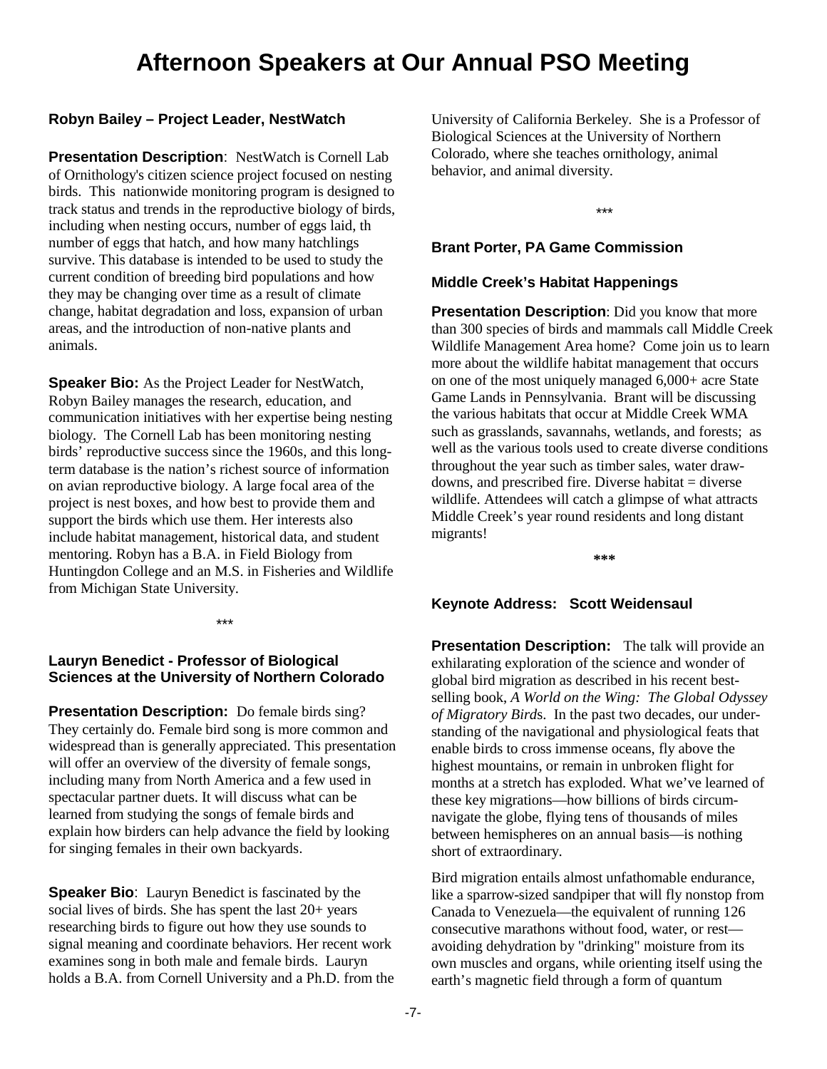# Afternoon Speakers at Our Annual PSO Meeting

### Robyn Bailey – Project Leader, NestWatch

**Presentation Description**: NestWatch is Cornell Lab of Ornithology's citizen science project focused on nesting birds. This nationwide monitoring program is designed to track status and trends in the reproductive biology of birds, including when nesting occurs, number of eggs laid, th number of eggs that hatch, and how many hatchlings survive. This database is intended to be used to study the current condition of breeding bird populations and how they may be changing over time as a result of climate change, habitat degradation and loss, expansion of urban areas, and the introduction of non-native plants and animals.

**Speaker Bio:** As the Project Leader for NestWatch, Robyn Bailey manages the research, education, and communication initiatives with her expertise being nesting biology. The Cornell Lab has been monitoring nesting birds' reproductive success since the 1960s, and this long-term database is the nation's richest source of information on avian reproductive biology. A large focal area of the project is nest boxes, and how best to provide them and support the birds which use them. Her interests also include habitat management, historical data, and student mentoring. Robyn has a B.A. in Field Biology from Huntingdon College and an M.S. in Fisheries and Wildlife from Michigan State University.

***

### Lauryn Benedict - Professor of Biological Sciences at the University of Northern Colorado

**Presentation Description:** Do female birds sing? They certainly do. Female bird song is more common and widespread than is generally appreciated. This presentation will offer an overview of the diversity of female songs, including many from North America and a few used in spectacular partner duets. It will discuss what can be learned from studying the songs of female birds and explain how birders can help advance the field by looking for singing females in their own backyards.

**Speaker Bio**: Lauryn Benedict is fascinated by the social lives of birds. She has spent the last 20+ years researching birds to figure out how they use sounds to signal meaning and coordinate behaviors. Her recent work examines song in both male and female birds. Lauryn holds a B.A. from Cornell University and a Ph.D. from the University of California Berkeley. She is a Professor of Biological Sciences at the University of Northern Colorado, where she teaches ornithology, animal behavior, and animal diversity.

***

### Brant Porter, PA Game Commission

### Middle Creek's Habitat Happenings

**Presentation Description**: Did you know that more than 300 species of birds and mammals call Middle Creek Wildlife Management Area home? Come join us to learn more about the wildlife habitat management that occurs on one of the most uniquely managed 6,000+ acre State Game Lands in Pennsylvania. Brant will be discussing the various habitats that occur at Middle Creek WMA such as grasslands, savannahs, wetlands, and forests; as well as the various tools used to create diverse conditions throughout the year such as timber sales, water draw-downs, and prescribed fire. Diverse habitat = diverse wildlife. Attendees will catch a glimpse of what attracts Middle Creek's year round residents and long distant migrants!

***

### Keynote Address: Scott Weidensaul

**Presentation Description:** The talk will provide an exhilarating exploration of the science and wonder of global bird migration as described in his recent best-selling book, *A World on the Wing: The Global Odyssey of Migratory Birds*. In the past two decades, our under-standing of the navigational and physiological feats that enable birds to cross immense oceans, fly above the highest mountains, or remain in unbroken flight for months at a stretch has exploded. What we've learned of these key migrations—how billions of birds circum-navigate the globe, flying tens of thousands of miles between hemispheres on an annual basis—is nothing short of extraordinary.

Bird migration entails almost unfathomable endurance, like a sparrow-sized sandpiper that will fly nonstop from Canada to Venezuela—the equivalent of running 126 consecutive marathons without food, water, or rest—avoiding dehydration by "drinking" moisture from its own muscles and organs, while orienting itself using the earth's magnetic field through a form of quantum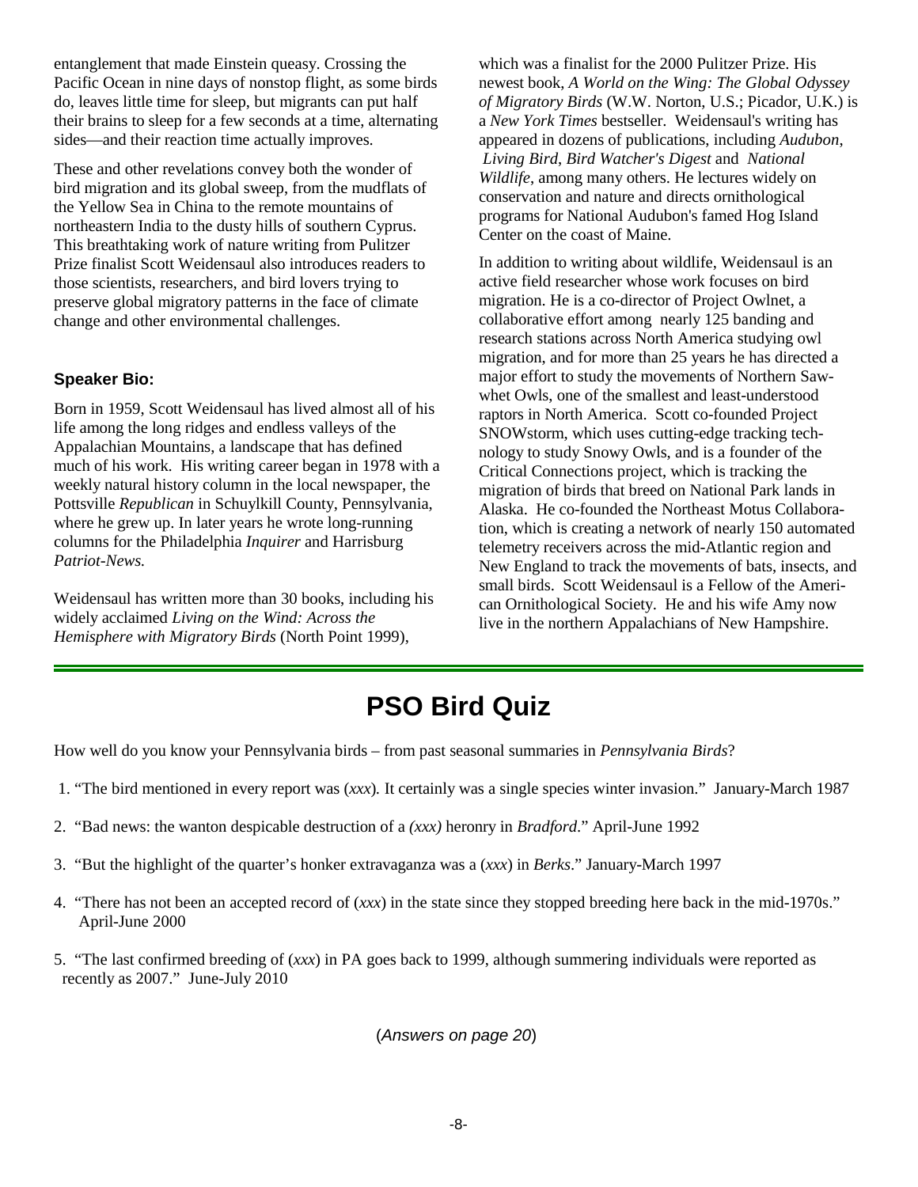entanglement that made Einstein queasy. Crossing the Pacific Ocean in nine days of nonstop flight, as some birds do, leaves little time for sleep, but migrants can put half their brains to sleep for a few seconds at a time, alternating sides—and their reaction time actually improves.

These and other revelations convey both the wonder of bird migration and its global sweep, from the mudflats of the Yellow Sea in China to the remote mountains of northeastern India to the dusty hills of southern Cyprus. This breathtaking work of nature writing from Pulitzer Prize finalist Scott Weidensaul also introduces readers to those scientists, researchers, and bird lovers trying to preserve global migratory patterns in the face of climate change and other environmental challenges.

**Speaker Bio:**

Born in 1959, Scott Weidensaul has lived almost all of his life among the long ridges and endless valleys of the Appalachian Mountains, a landscape that has defined much of his work. His writing career began in 1978 with a weekly natural history column in the local newspaper, the Pottsville *Republican* in Schuylkill County, Pennsylvania, where he grew up. In later years he wrote long-running columns for the Philadelphia *Inquirer* and Harrisburg *Patriot-News.*

Weidensaul has written more than 30 books, including his widely acclaimed *Living on the Wind: Across the Hemisphere with Migratory Birds* (North Point 1999), which was a finalist for the 2000 Pulitzer Prize. His newest book, *A World on the Wing: The Global Odyssey of Migratory Birds* (W.W. Norton, U.S.; Picador, U.K.) is a *New York Times* bestseller. Weidensaul's writing has appeared in dozens of publications, including *Audubon*, *Living Bird*, *Bird Watcher's Digest* and *National Wildlife*, among many others. He lectures widely on conservation and nature and directs ornithological programs for National Audubon's famed Hog Island Center on the coast of Maine.

In addition to writing about wildlife, Weidensaul is an active field researcher whose work focuses on bird migration. He is a co-director of Project Owlnet, a collaborative effort among nearly 125 banding and research stations across North America studying owl migration, and for more than 25 years he has directed a major effort to study the movements of Northern Saw-whet Owls, one of the smallest and least-understood raptors in North America. Scott co-founded Project SNOWstorm, which uses cutting-edge tracking technology to study Snowy Owls, and is a founder of the Critical Connections project, which is tracking the migration of birds that breed on National Park lands in Alaska. He co-founded the Northeast Motus Collaboration, which is creating a network of nearly 150 automated telemetry receivers across the mid-Atlantic region and New England to track the movements of bats, insects, and small birds. Scott Weidensaul is a Fellow of the American Ornithological Society. He and his wife Amy now live in the northern Appalachians of New Hampshire.

# PSO Bird Quiz

How well do you know your Pennsylvania birds – from past seasonal summaries in *Pennsylvania Birds*?

1. "The bird mentioned in every report was (*xxx*)*.* It certainly was a single species winter invasion." January-March 1987
2. "Bad news: the wanton despicable destruction of a *(xxx)* heronry in *Bradford*." April-June 1992
3. "But the highlight of the quarter's honker extravaganza was a (*xxx*) in *Berks*." January-March 1997
4. "There has not been an accepted record of (*xxx*) in the state since they stopped breeding here back in the mid-1970s." April-June 2000
5. "The last confirmed breeding of (*xxx*) in PA goes back to 1999, although summering individuals were reported as recently as 2007." June-July 2010

(*Answers on page 20*)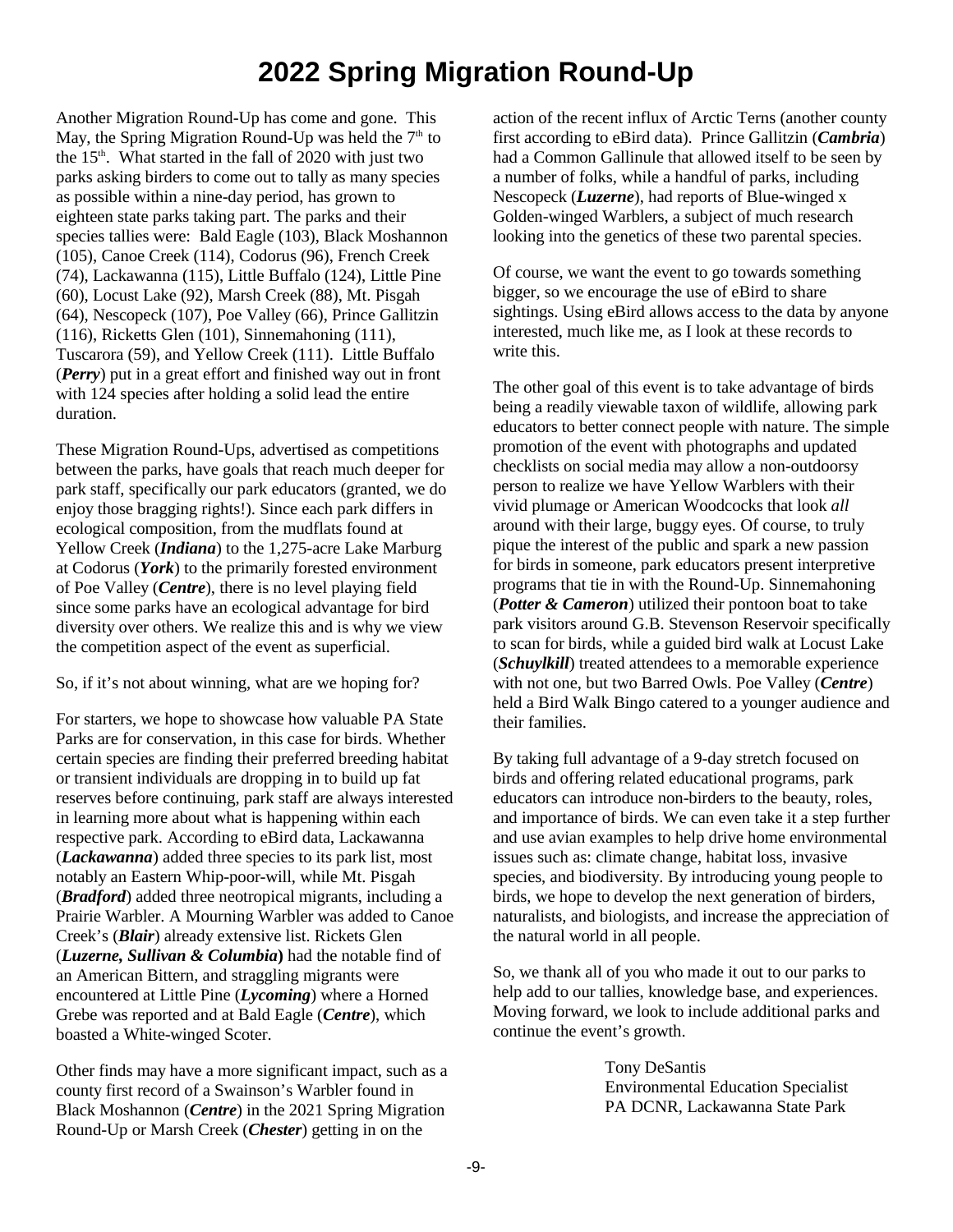# 2022 Spring Migration Round-Up

Another Migration Round-Up has come and gone. This May, the Spring Migration Round-Up was held the 7th to the 15th. What started in the fall of 2020 with just two parks asking birders to come out to tally as many species as possible within a nine-day period, has grown to eighteen state parks taking part. The parks and their species tallies were: Bald Eagle (103), Black Moshannon (105), Canoe Creek (114), Codorus (96), French Creek (74), Lackawanna (115), Little Buffalo (124), Little Pine (60), Locust Lake (92), Marsh Creek (88), Mt. Pisgah (64), Nescopeck (107), Poe Valley (66), Prince Gallitzin (116), Ricketts Glen (101), Sinnemahoning (111), Tuscarora (59), and Yellow Creek (111). Little Buffalo (***Perry***) put in a great effort and finished way out in front with 124 species after holding a solid lead the entire duration.

These Migration Round-Ups, advertised as competitions between the parks, have goals that reach much deeper for park staff, specifically our park educators (granted, we do enjoy those bragging rights!). Since each park differs in ecological composition, from the mudflats found at Yellow Creek (***Indiana***) to the 1,275-acre Lake Marburg at Codorus (***York***) to the primarily forested environment of Poe Valley (***Centre***), there is no level playing field since some parks have an ecological advantage for bird diversity over others. We realize this and is why we view the competition aspect of the event as superficial.

So, if it's not about winning, what are we hoping for?

For starters, we hope to showcase how valuable PA State Parks are for conservation, in this case for birds. Whether certain species are finding their preferred breeding habitat or transient individuals are dropping in to build up fat reserves before continuing, park staff are always interested in learning more about what is happening within each respective park. According to eBird data, Lackawanna (***Lackawanna***) added three species to its park list, most notably an Eastern Whip-poor-will, while Mt. Pisgah (***Bradford***) added three neotropical migrants, including a Prairie Warbler. A Mourning Warbler was added to Canoe Creek's (***Blair***) already extensive list. Rickets Glen (***Luzerne, Sullivan & Columbia***) had the notable find of an American Bittern, and straggling migrants were encountered at Little Pine (***Lycoming***) where a Horned Grebe was reported and at Bald Eagle (***Centre***), which boasted a White-winged Scoter.

Other finds may have a more significant impact, such as a county first record of a Swainson's Warbler found in Black Moshannon (***Centre***) in the 2021 Spring Migration Round-Up or Marsh Creek (***Chester***) getting in on the action of the recent influx of Arctic Terns (another county first according to eBird data). Prince Gallitzin (***Cambria***) had a Common Gallinule that allowed itself to be seen by a number of folks, while a handful of parks, including Nescopeck (***Luzerne***), had reports of Blue-winged x Golden-winged Warblers, a subject of much research looking into the genetics of these two parental species.

Of course, we want the event to go towards something bigger, so we encourage the use of eBird to share sightings. Using eBird allows access to the data by anyone interested, much like me, as I look at these records to write this.

The other goal of this event is to take advantage of birds being a readily viewable taxon of wildlife, allowing park educators to better connect people with nature. The simple promotion of the event with photographs and updated checklists on social media may allow a non-outdoorsy person to realize we have Yellow Warblers with their vivid plumage or American Woodcocks that look *all* around with their large, buggy eyes. Of course, to truly pique the interest of the public and spark a new passion for birds in someone, park educators present interpretive programs that tie in with the Round-Up. Sinnemahoning (***Potter & Cameron***) utilized their pontoon boat to take park visitors around G.B. Stevenson Reservoir specifically to scan for birds, while a guided bird walk at Locust Lake (***Schuylkill***) treated attendees to a memorable experience with not one, but two Barred Owls. Poe Valley (***Centre***) held a Bird Walk Bingo catered to a younger audience and their families.

By taking full advantage of a 9-day stretch focused on birds and offering related educational programs, park educators can introduce non-birders to the beauty, roles, and importance of birds. We can even take it a step further and use avian examples to help drive home environmental issues such as: climate change, habitat loss, invasive species, and biodiversity. By introducing young people to birds, we hope to develop the next generation of birders, naturalists, and biologists, and increase the appreciation of the natural world in all people.

So, we thank all of you who made it out to our parks to help add to our tallies, knowledge base, and experiences. Moving forward, we look to include additional parks and continue the event's growth.

Tony DeSantis
Environmental Education Specialist
PA DCNR, Lackawanna State Park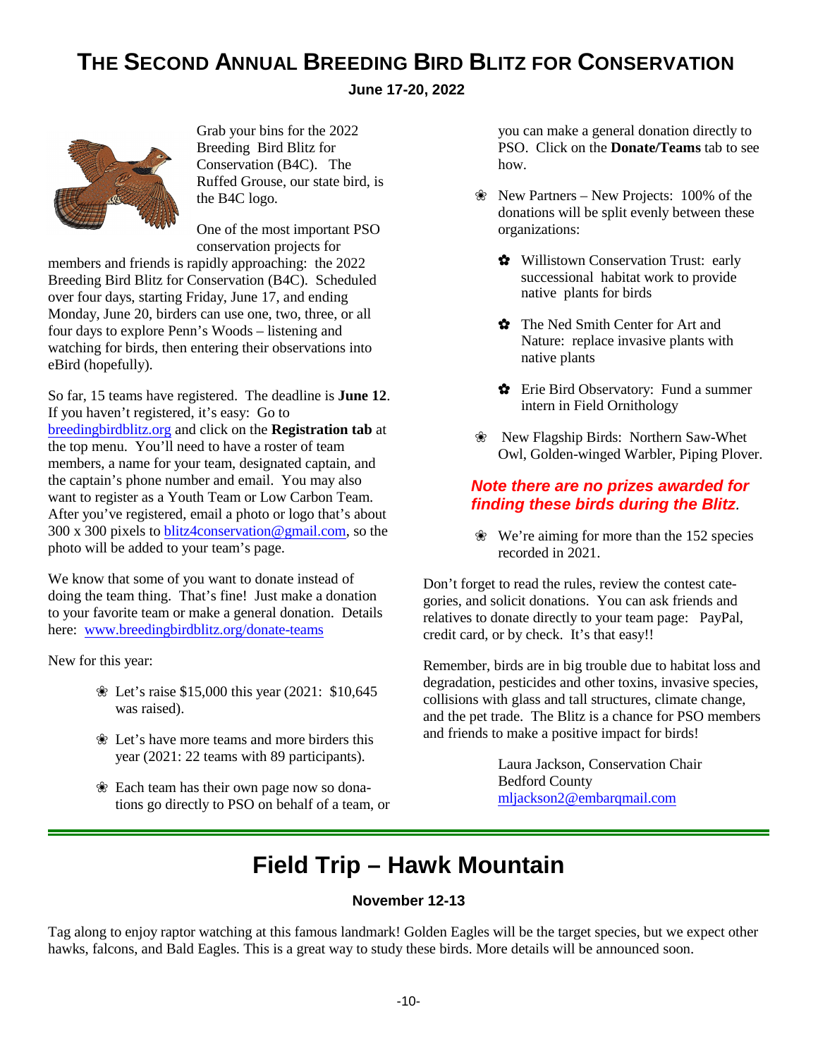# THE SECOND ANNUAL BREEDING BIRD BLITZ FOR CONSERVATION

**June 17-20, 2022**

Grab your bins for the 2022 Breeding Bird Blitz for Conservation (B4C). The Ruffed Grouse, our state bird, is the B4C logo.

One of the most important PSO conservation projects for members and friends is rapidly approaching: the 2022 Breeding Bird Blitz for Conservation (B4C). Scheduled over four days, starting Friday, June 17, and ending Monday, June 20, birders can use one, two, three, or all four days to explore Penn's Woods – listening and watching for birds, then entering their observations into eBird (hopefully).

So far, 15 teams have registered. The deadline is **June 12**. If you haven't registered, it's easy: Go to breedingbirdblitz.org and click on the **Registration tab** at the top menu. You'll need to have a roster of team members, a name for your team, designated captain, and the captain's phone number and email. You may also want to register as a Youth Team or Low Carbon Team. After you've registered, email a photo or logo that's about 300 x 300 pixels to blitz4conservation@gmail.com, so the photo will be added to your team's page.

We know that some of you want to donate instead of doing the team thing. That's fine! Just make a donation to your favorite team or make a general donation. Details here: www.breedingbirdblitz.org/donate-teams

New for this year:

- Let's raise $15,000 this year (2021: $10,645 was raised).
- Let's have more teams and more birders this year (2021: 22 teams with 89 participants).
- Each team has their own page now so donations go directly to PSO on behalf of a team, or you can make a general donation directly to PSO. Click on the **Donate/Teams** tab to see how.
- New Partners – New Projects: 100% of the donations will be split evenly between these organizations:
  - Willistown Conservation Trust: early successional habitat work to provide native plants for birds
  - The Ned Smith Center for Art and Nature: replace invasive plants with native plants
  - Erie Bird Observatory: Fund a summer intern in Field Ornithology
- New Flagship Birds: Northern Saw-Whet Owl, Golden-winged Warbler, Piping Plover.

***Note there are no prizes awarded for finding these birds during the Blitz.***

- We're aiming for more than the 152 species recorded in 2021.

Don't forget to read the rules, review the contest categories, and solicit donations. You can ask friends and relatives to donate directly to your team page: PayPal, credit card, or by check. It's that easy!!

Remember, birds are in big trouble due to habitat loss and degradation, pesticides and other toxins, invasive species, collisions with glass and tall structures, climate change, and the pet trade. The Blitz is a chance for PSO members and friends to make a positive impact for birds!

Laura Jackson, Conservation Chair  
Bedford County  
mljackson2@embarqmail.com

---

# Field Trip – Hawk Mountain

**November 12-13**

Tag along to enjoy raptor watching at this famous landmark! Golden Eagles will be the target species, but we expect other hawks, falcons, and Bald Eagles. This is a great way to study these birds. More details will be announced soon.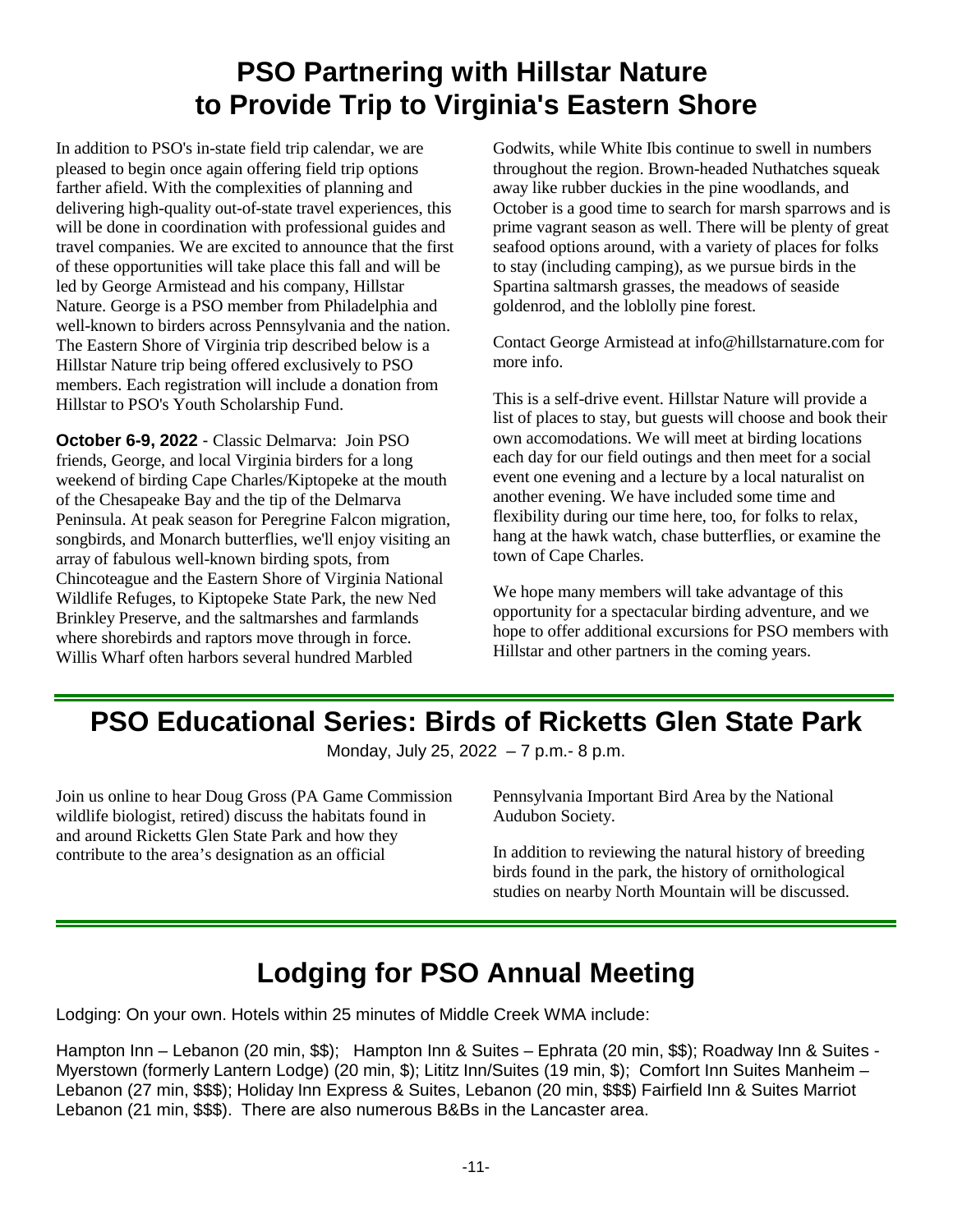# PSO Partnering with Hillstar Nature to Provide Trip to Virginia's Eastern Shore

In addition to PSO's in-state field trip calendar, we are pleased to begin once again offering field trip options farther afield. With the complexities of planning and delivering high-quality out-of-state travel experiences, this will be done in coordination with professional guides and travel companies. We are excited to announce that the first of these opportunities will take place this fall and will be led by George Armistead and his company, Hillstar Nature. George is a PSO member from Philadelphia and well-known to birders across Pennsylvania and the nation. The Eastern Shore of Virginia trip described below is a Hillstar Nature trip being offered exclusively to PSO members. Each registration will include a donation from Hillstar to PSO's Youth Scholarship Fund.

**October 6-9, 2022** - Classic Delmarva: Join PSO friends, George, and local Virginia birders for a long weekend of birding Cape Charles/Kiptopeke at the mouth of the Chesapeake Bay and the tip of the Delmarva Peninsula. At peak season for Peregrine Falcon migration, songbirds, and Monarch butterflies, we'll enjoy visiting an array of fabulous well-known birding spots, from Chincoteague and the Eastern Shore of Virginia National Wildlife Refuges, to Kiptopeke State Park, the new Ned Brinkley Preserve, and the saltmarshes and farmlands where shorebirds and raptors move through in force. Willis Wharf often harbors several hundred Marbled Godwits, while White Ibis continue to swell in numbers throughout the region. Brown-headed Nuthatches squeak away like rubber duckies in the pine woodlands, and October is a good time to search for marsh sparrows and is prime vagrant season as well. There will be plenty of great seafood options around, with a variety of places for folks to stay (including camping), as we pursue birds in the Spartina saltmarsh grasses, the meadows of seaside goldenrod, and the loblolly pine forest.

Contact George Armistead at info@hillstarnature.com for more info.

This is a self-drive event. Hillstar Nature will provide a list of places to stay, but guests will choose and book their own accomodations. We will meet at birding locations each day for our field outings and then meet for a social event one evening and a lecture by a local naturalist on another evening. We have included some time and flexibility during our time here, too, for folks to relax, hang at the hawk watch, chase butterflies, or examine the town of Cape Charles.

We hope many members will take advantage of this opportunity for a spectacular birding adventure, and we hope to offer additional excursions for PSO members with Hillstar and other partners in the coming years.

# PSO Educational Series: Birds of Ricketts Glen State Park

Monday, July 25, 2022 – 7 p.m.- 8 p.m.

Join us online to hear Doug Gross (PA Game Commission wildlife biologist, retired) discuss the habitats found in and around Ricketts Glen State Park and how they contribute to the area's designation as an official Pennsylvania Important Bird Area by the National Audubon Society.

In addition to reviewing the natural history of breeding birds found in the park, the history of ornithological studies on nearby North Mountain will be discussed.

# Lodging for PSO Annual Meeting

Lodging: On your own. Hotels within 25 minutes of Middle Creek WMA include:

Hampton Inn – Lebanon (20 min, $$); Hampton Inn & Suites – Ephrata (20 min, $$); Roadway Inn & Suites - Myerstown (formerly Lantern Lodge) (20 min, $); Lititz Inn/Suites (19 min, $); Comfort Inn Suites Manheim – Lebanon (27 min, $$$); Holiday Inn Express & Suites, Lebanon (20 min, $$$) Fairfield Inn & Suites Marriot Lebanon (21 min, $$$). There are also numerous B&Bs in the Lancaster area.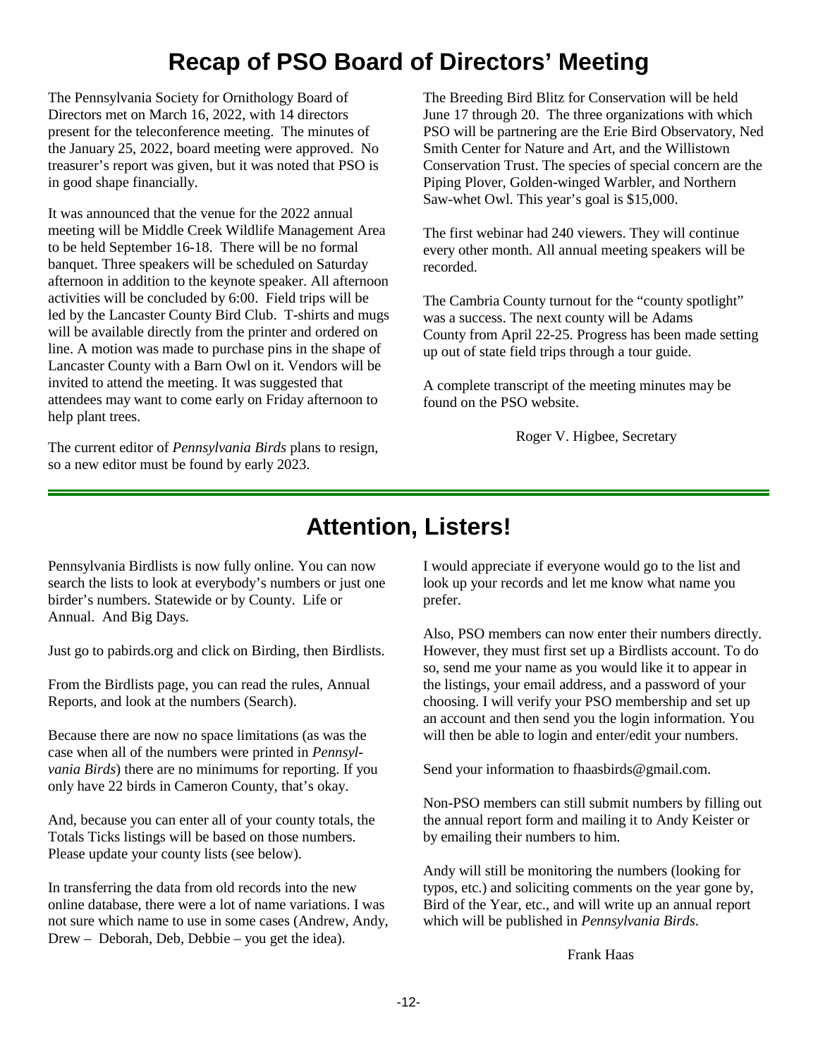# Recap of PSO Board of Directors' Meeting

The Pennsylvania Society for Ornithology Board of Directors met on March 16, 2022, with 14 directors present for the teleconference meeting. The minutes of the January 25, 2022, board meeting were approved. No treasurer's report was given, but it was noted that PSO is in good shape financially.

It was announced that the venue for the 2022 annual meeting will be Middle Creek Wildlife Management Area to be held September 16-18. There will be no formal banquet. Three speakers will be scheduled on Saturday afternoon in addition to the keynote speaker. All afternoon activities will be concluded by 6:00. Field trips will be led by the Lancaster County Bird Club. T-shirts and mugs will be available directly from the printer and ordered on line. A motion was made to purchase pins in the shape of Lancaster County with a Barn Owl on it. Vendors will be invited to attend the meeting. It was suggested that attendees may want to come early on Friday afternoon to help plant trees.

The current editor of *Pennsylvania Birds* plans to resign, so a new editor must be found by early 2023.

The Breeding Bird Blitz for Conservation will be held June 17 through 20. The three organizations with which PSO will be partnering are the Erie Bird Observatory, Ned Smith Center for Nature and Art, and the Willistown Conservation Trust. The species of special concern are the Piping Plover, Golden-winged Warbler, and Northern Saw-whet Owl. This year's goal is $15,000.

The first webinar had 240 viewers. They will continue every other month. All annual meeting speakers will be recorded.

The Cambria County turnout for the "county spotlight" was a success. The next county will be Adams County from April 22-25. Progress has been made setting up out of state field trips through a tour guide.

A complete transcript of the meeting minutes may be found on the PSO website.

Roger V. Higbee, Secretary

# Attention, Listers!

Pennsylvania Birdlists is now fully online. You can now search the lists to look at everybody's numbers or just one birder's numbers. Statewide or by County. Life or Annual. And Big Days.

Just go to pabirds.org and click on Birding, then Birdlists.

From the Birdlists page, you can read the rules, Annual Reports, and look at the numbers (Search).

Because there are now no space limitations (as was the case when all of the numbers were printed in *Pennsylvania Birds*) there are no minimums for reporting. If you only have 22 birds in Cameron County, that's okay.

And, because you can enter all of your county totals, the Totals Ticks listings will be based on those numbers. Please update your county lists (see below).

In transferring the data from old records into the new online database, there were a lot of name variations. I was not sure which name to use in some cases (Andrew, Andy, Drew – Deborah, Deb, Debbie – you get the idea).

I would appreciate if everyone would go to the list and look up your records and let me know what name you prefer.

Also, PSO members can now enter their numbers directly. However, they must first set up a Birdlists account. To do so, send me your name as you would like it to appear in the listings, your email address, and a password of your choosing. I will verify your PSO membership and set up an account and then send you the login information. You will then be able to login and enter/edit your numbers.

Send your information to fhaasbirds@gmail.com.

Non-PSO members can still submit numbers by filling out the annual report form and mailing it to Andy Keister or by emailing their numbers to him.

Andy will still be monitoring the numbers (looking for typos, etc.) and soliciting comments on the year gone by, Bird of the Year, etc., and will write up an annual report which will be published in *Pennsylvania Birds*.

Frank Haas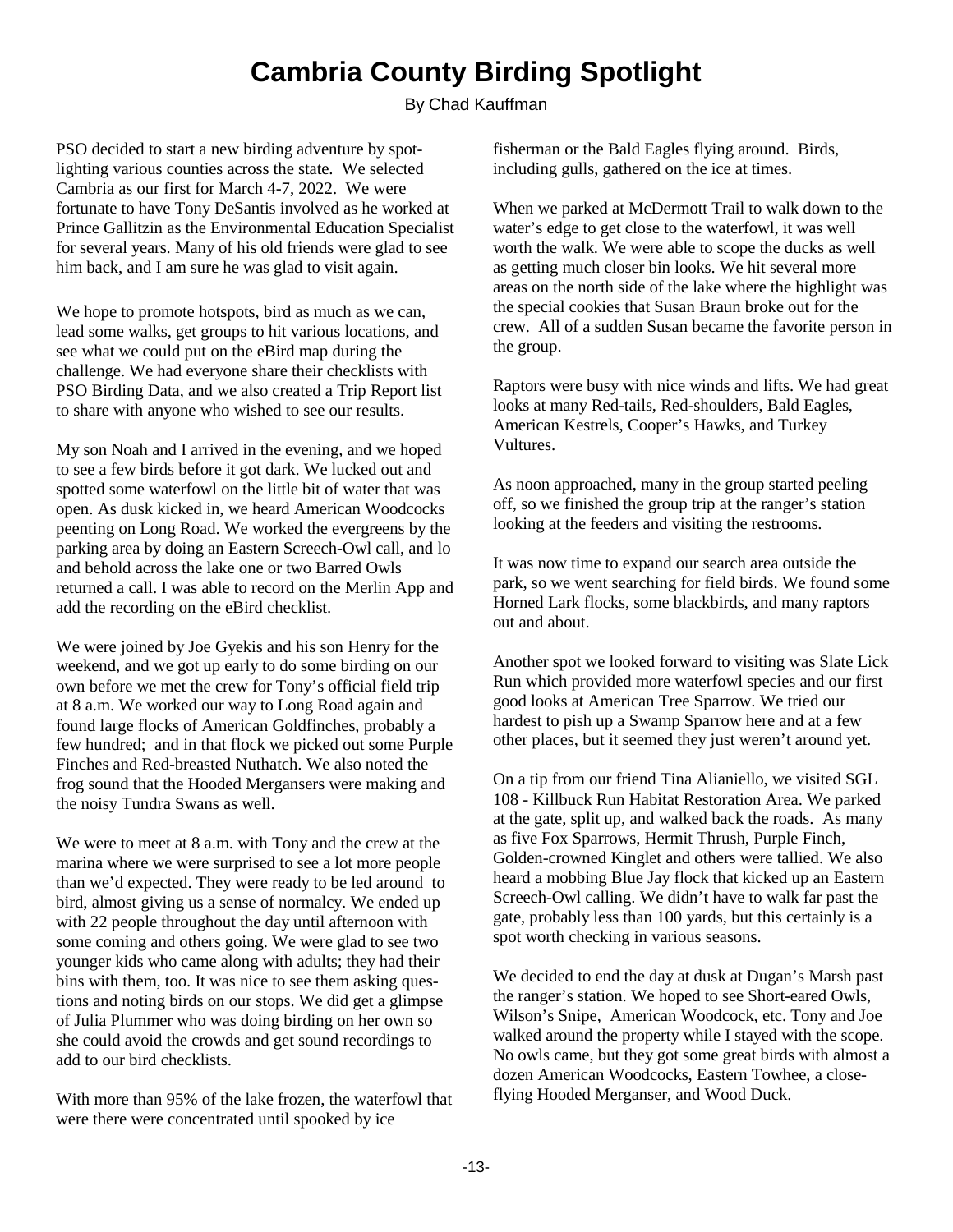# Cambria County Birding Spotlight

By Chad Kauffman

PSO decided to start a new birding adventure by spotlighting various counties across the state. We selected Cambria as our first for March 4-7, 2022. We were fortunate to have Tony DeSantis involved as he worked at Prince Gallitzin as the Environmental Education Specialist for several years. Many of his old friends were glad to see him back, and I am sure he was glad to visit again.

We hope to promote hotspots, bird as much as we can, lead some walks, get groups to hit various locations, and see what we could put on the eBird map during the challenge. We had everyone share their checklists with PSO Birding Data, and we also created a Trip Report list to share with anyone who wished to see our results.

My son Noah and I arrived in the evening, and we hoped to see a few birds before it got dark. We lucked out and spotted some waterfowl on the little bit of water that was open. As dusk kicked in, we heard American Woodcocks peenting on Long Road. We worked the evergreens by the parking area by doing an Eastern Screech-Owl call, and lo and behold across the lake one or two Barred Owls returned a call. I was able to record on the Merlin App and add the recording on the eBird checklist.

We were joined by Joe Gyekis and his son Henry for the weekend, and we got up early to do some birding on our own before we met the crew for Tony's official field trip at 8 a.m. We worked our way to Long Road again and found large flocks of American Goldfinches, probably a few hundred; and in that flock we picked out some Purple Finches and Red-breasted Nuthatch. We also noted the frog sound that the Hooded Mergansers were making and the noisy Tundra Swans as well.

We were to meet at 8 a.m. with Tony and the crew at the marina where we were surprised to see a lot more people than we'd expected. They were ready to be led around to bird, almost giving us a sense of normalcy. We ended up with 22 people throughout the day until afternoon with some coming and others going. We were glad to see two younger kids who came along with adults; they had their bins with them, too. It was nice to see them asking questions and noting birds on our stops. We did get a glimpse of Julia Plummer who was doing birding on her own so she could avoid the crowds and get sound recordings to add to our bird checklists.

With more than 95% of the lake frozen, the waterfowl that were there were concentrated until spooked by ice fisherman or the Bald Eagles flying around. Birds, including gulls, gathered on the ice at times.

When we parked at McDermott Trail to walk down to the water's edge to get close to the waterfowl, it was well worth the walk. We were able to scope the ducks as well as getting much closer bin looks. We hit several more areas on the north side of the lake where the highlight was the special cookies that Susan Braun broke out for the crew. All of a sudden Susan became the favorite person in the group.

Raptors were busy with nice winds and lifts. We had great looks at many Red-tails, Red-shoulders, Bald Eagles, American Kestrels, Cooper's Hawks, and Turkey Vultures.

As noon approached, many in the group started peeling off, so we finished the group trip at the ranger's station looking at the feeders and visiting the restrooms.

It was now time to expand our search area outside the park, so we went searching for field birds. We found some Horned Lark flocks, some blackbirds, and many raptors out and about.

Another spot we looked forward to visiting was Slate Lick Run which provided more waterfowl species and our first good looks at American Tree Sparrow. We tried our hardest to pish up a Swamp Sparrow here and at a few other places, but it seemed they just weren't around yet.

On a tip from our friend Tina Alianiello, we visited SGL 108 - Killbuck Run Habitat Restoration Area. We parked at the gate, split up, and walked back the roads. As many as five Fox Sparrows, Hermit Thrush, Purple Finch, Golden-crowned Kinglet and others were tallied. We also heard a mobbing Blue Jay flock that kicked up an Eastern Screech-Owl calling. We didn't have to walk far past the gate, probably less than 100 yards, but this certainly is a spot worth checking in various seasons.

We decided to end the day at dusk at Dugan's Marsh past the ranger's station. We hoped to see Short-eared Owls, Wilson's Snipe, American Woodcock, etc. Tony and Joe walked around the property while I stayed with the scope. No owls came, but they got some great birds with almost a dozen American Woodcocks, Eastern Towhee, a close-flying Hooded Merganser, and Wood Duck.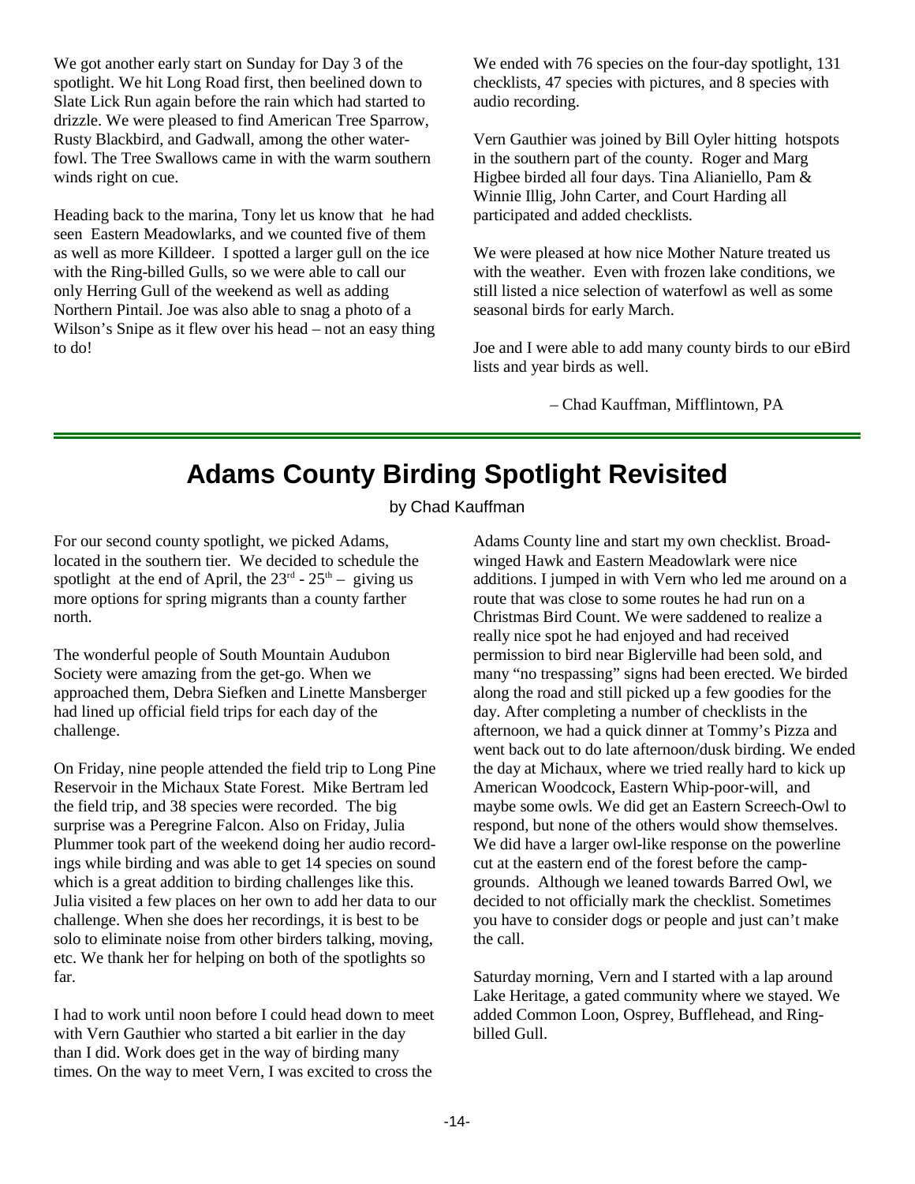We got another early start on Sunday for Day 3 of the spotlight. We hit Long Road first, then beelined down to Slate Lick Run again before the rain which had started to drizzle. We were pleased to find American Tree Sparrow, Rusty Blackbird, and Gadwall, among the other waterfowl. The Tree Swallows came in with the warm southern winds right on cue.

Heading back to the marina, Tony let us know that he had seen Eastern Meadowlarks, and we counted five of them as well as more Killdeer. I spotted a larger gull on the ice with the Ring-billed Gulls, so we were able to call our only Herring Gull of the weekend as well as adding Northern Pintail. Joe was also able to snag a photo of a Wilson's Snipe as it flew over his head – not an easy thing to do!

We ended with 76 species on the four-day spotlight, 131 checklists, 47 species with pictures, and 8 species with audio recording.

Vern Gauthier was joined by Bill Oyler hitting hotspots in the southern part of the county. Roger and Marg Higbee birded all four days. Tina Alianiello, Pam & Winnie Illig, John Carter, and Court Harding all participated and added checklists.

We were pleased at how nice Mother Nature treated us with the weather. Even with frozen lake conditions, we still listed a nice selection of waterfowl as well as some seasonal birds for early March.

Joe and I were able to add many county birds to our eBird lists and year birds as well.

– Chad Kauffman, Mifflintown, PA

# Adams County Birding Spotlight Revisited

by Chad Kauffman

For our second county spotlight, we picked Adams, located in the southern tier. We decided to schedule the spotlight at the end of April, the 23rd - 25th – giving us more options for spring migrants than a county farther north.

The wonderful people of South Mountain Audubon Society were amazing from the get-go. When we approached them, Debra Siefken and Linette Mansberger had lined up official field trips for each day of the challenge.

On Friday, nine people attended the field trip to Long Pine Reservoir in the Michaux State Forest. Mike Bertram led the field trip, and 38 species were recorded. The big surprise was a Peregrine Falcon. Also on Friday, Julia Plummer took part of the weekend doing her audio recordings while birding and was able to get 14 species on sound which is a great addition to birding challenges like this. Julia visited a few places on her own to add her data to our challenge. When she does her recordings, it is best to be solo to eliminate noise from other birders talking, moving, etc. We thank her for helping on both of the spotlights so far.

I had to work until noon before I could head down to meet with Vern Gauthier who started a bit earlier in the day than I did. Work does get in the way of birding many times. On the way to meet Vern, I was excited to cross the Adams County line and start my own checklist. Broad-winged Hawk and Eastern Meadowlark were nice additions. I jumped in with Vern who led me around on a route that was close to some routes he had run on a Christmas Bird Count. We were saddened to realize a really nice spot he had enjoyed and had received permission to bird near Biglerville had been sold, and many "no trespassing" signs had been erected. We birded along the road and still picked up a few goodies for the day. After completing a number of checklists in the afternoon, we had a quick dinner at Tommy's Pizza and went back out to do late afternoon/dusk birding. We ended the day at Michaux, where we tried really hard to kick up American Woodcock, Eastern Whip-poor-will, and maybe some owls. We did get an Eastern Screech-Owl to respond, but none of the others would show themselves. We did have a larger owl-like response on the powerline cut at the eastern end of the forest before the campgrounds. Although we leaned towards Barred Owl, we decided to not officially mark the checklist. Sometimes you have to consider dogs or people and just can't make the call.

Saturday morning, Vern and I started with a lap around Lake Heritage, a gated community where we stayed. We added Common Loon, Osprey, Bufflehead, and Ring-billed Gull.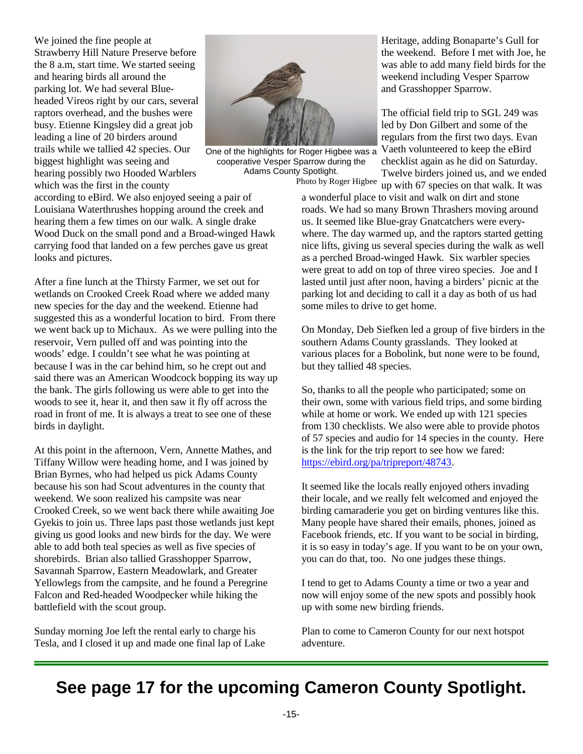We joined the fine people at Strawberry Hill Nature Preserve before the 8 a.m, start time. We started seeing and hearing birds all around the parking lot. We had several Blue-headed Vireos right by our cars, several raptors overhead, and the bushes were busy. Etienne Kingsley did a great job leading a line of 20 birders around trails while we tallied 42 species. Our biggest highlight was seeing and hearing possibly two Hooded Warblers which was the first in the county according to eBird. We also enjoyed seeing a pair of Louisiana Waterthrushes hopping around the creek and hearing them a few times on our walk. A single drake Wood Duck on the small pond and a Broad-winged Hawk carrying food that landed on a few perches gave us great looks and pictures.

One of the highlights for Roger Higbee was a cooperative Vesper Sparrow during the Adams County Spotlight.
Photo by Roger Higbee

After a fine lunch at the Thirsty Farmer, we set out for wetlands on Crooked Creek Road where we added many new species for the day and the weekend. Etienne had suggested this as a wonderful location to bird. From there we went back up to Michaux. As we were pulling into the reservoir, Vern pulled off and was pointing into the woods' edge. I couldn't see what he was pointing at because I was in the car behind him, so he crept out and said there was an American Woodcock bopping its way up the bank. The girls following us were able to get into the woods to see it, hear it, and then saw it fly off across the road in front of me. It is always a treat to see one of these birds in daylight.

At this point in the afternoon, Vern, Annette Mathes, and Tiffany Willow were heading home, and I was joined by Brian Byrnes, who had helped us pick Adams County because his son had Scout adventures in the county that weekend. We soon realized his campsite was near Crooked Creek, so we went back there while awaiting Joe Gyekis to join us. Three laps past those wetlands just kept giving us good looks and new birds for the day. We were able to add both teal species as well as five species of shorebirds. Brian also tallied Grasshopper Sparrow, Savannah Sparrow, Eastern Meadowlark, and Greater Yellowlegs from the campsite, and he found a Peregrine Falcon and Red-headed Woodpecker while hiking the battlefield with the scout group.

Sunday morning Joe left the rental early to charge his Tesla, and I closed it up and made one final lap of Lake Heritage, adding Bonaparte's Gull for the weekend. Before I met with Joe, he was able to add many field birds for the weekend including Vesper Sparrow and Grasshopper Sparrow.

The official field trip to SGL 249 was led by Don Gilbert and some of the regulars from the first two days. Evan Vaeth volunteered to keep the eBird checklist again as he did on Saturday. Twelve birders joined us, and we ended up with 67 species on that walk. It was a wonderful place to visit and walk on dirt and stone roads. We had so many Brown Thrashers moving around us. It seemed like Blue-gray Gnatcatchers were everywhere. The day warmed up, and the raptors started getting nice lifts, giving us several species during the walk as well as a perched Broad-winged Hawk. Six warbler species were great to add on top of three vireo species. Joe and I lasted until just after noon, having a birders' picnic at the parking lot and deciding to call it a day as both of us had some miles to drive to get home.

On Monday, Deb Siefken led a group of five birders in the southern Adams County grasslands. They looked at various places for a Bobolink, but none were to be found, but they tallied 48 species.

So, thanks to all the people who participated; some on their own, some with various field trips, and some birding while at home or work. We ended up with 121 species from 130 checklists. We also were able to provide photos of 57 species and audio for 14 species in the county. Here is the link for the trip report to see how we fared: https://ebird.org/pa/tripreport/48743.

It seemed like the locals really enjoyed others invading their locale, and we really felt welcomed and enjoyed the birding camaraderie you get on birding ventures like this. Many people have shared their emails, phones, joined as Facebook friends, etc. If you want to be social in birding, it is so easy in today's age. If you want to be on your own, you can do that, too. No one judges these things.

I tend to get to Adams County a time or two a year and now will enjoy some of the new spots and possibly hook up with some new birding friends.

Plan to come to Cameron County for our next hotspot adventure.

---

# See page 17 for the upcoming Cameron County Spotlight.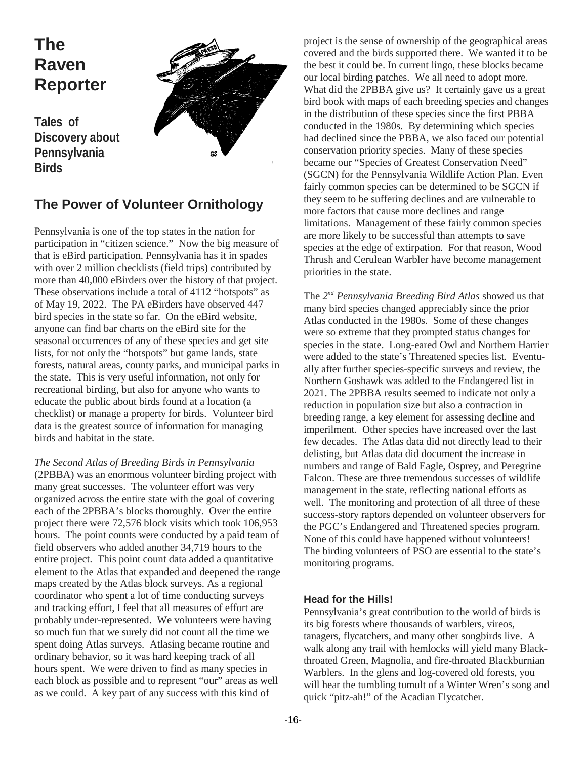# The Raven Reporter

**Tales of Discovery about Pennsylvania Birds**

## The Power of Volunteer Ornithology

Pennsylvania is one of the top states in the nation for participation in "citizen science." Now the big measure of that is eBird participation. Pennsylvania has it in spades with over 2 million checklists (field trips) contributed by more than 40,000 eBirders over the history of that project. These observations include a total of 4112 "hotspots" as of May 19, 2022. The PA eBirders have observed 447 bird species in the state so far. On the eBird website, anyone can find bar charts on the eBird site for the seasonal occurrences of any of these species and get site lists, for not only the "hotspots" but game lands, state forests, natural areas, county parks, and municipal parks in the state. This is very useful information, not only for recreational birding, but also for anyone who wants to educate the public about birds found at a location (a checklist) or manage a property for birds. Volunteer bird data is the greatest source of information for managing birds and habitat in the state.

*The Second Atlas of Breeding Birds in Pennsylvania* (2PBBA) was an enormous volunteer birding project with many great successes. The volunteer effort was very organized across the entire state with the goal of covering each of the 2PBBA's blocks thoroughly. Over the entire project there were 72,576 block visits which took 106,953 hours. The point counts were conducted by a paid team of field observers who added another 34,719 hours to the entire project. This point count data added a quantitative element to the Atlas that expanded and deepened the range maps created by the Atlas block surveys. As a regional coordinator who spent a lot of time conducting surveys and tracking effort, I feel that all measures of effort are probably under-represented. We volunteers were having so much fun that we surely did not count all the time we spent doing Atlas surveys. Atlasing became routine and ordinary behavior, so it was hard keeping track of all hours spent. We were driven to find as many species in each block as possible and to represent "our" areas as well as we could. A key part of any success with this kind of project is the sense of ownership of the geographical areas covered and the birds supported there. We wanted it to be the best it could be. In current lingo, these blocks became our local birding patches. We all need to adopt more. What did the 2PBBA give us? It certainly gave us a great bird book with maps of each breeding species and changes in the distribution of these species since the first PBBA conducted in the 1980s. By determining which species had declined since the PBBA, we also faced our potential conservation priority species. Many of these species became our "Species of Greatest Conservation Need" (SGCN) for the Pennsylvania Wildlife Action Plan. Even fairly common species can be determined to be SGCN if they seem to be suffering declines and are vulnerable to more factors that cause more declines and range limitations. Management of these fairly common species are more likely to be successful than attempts to save species at the edge of extirpation. For that reason, Wood Thrush and Cerulean Warbler have become management priorities in the state.

The *2nd Pennsylvania Breeding Bird Atlas* showed us that many bird species changed appreciably since the prior Atlas conducted in the 1980s. Some of these changes were so extreme that they prompted status changes for species in the state. Long-eared Owl and Northern Harrier were added to the state's Threatened species list. Eventually after further species-specific surveys and review, the Northern Goshawk was added to the Endangered list in 2021. The 2PBBA results seemed to indicate not only a reduction in population size but also a contraction in breeding range, a key element for assessing decline and imperilment. Other species have increased over the last few decades. The Atlas data did not directly lead to their delisting, but Atlas data did document the increase in numbers and range of Bald Eagle, Osprey, and Peregrine Falcon. These are three tremendous successes of wildlife management in the state, reflecting national efforts as well. The monitoring and protection of all three of these success-story raptors depended on volunteer observers for the PGC's Endangered and Threatened species program. None of this could have happened without volunteers! The birding volunteers of PSO are essential to the state's monitoring programs.

### Head for the Hills!

Pennsylvania's great contribution to the world of birds is its big forests where thousands of warblers, vireos, tanagers, flycatchers, and many other songbirds live. A walk along any trail with hemlocks will yield many Black-throated Green, Magnolia, and fire-throated Blackburnian Warblers. In the glens and log-covered old forests, you will hear the tumbling tumult of a Winter Wren's song and quick "pitz-ah!" of the Acadian Flycatcher.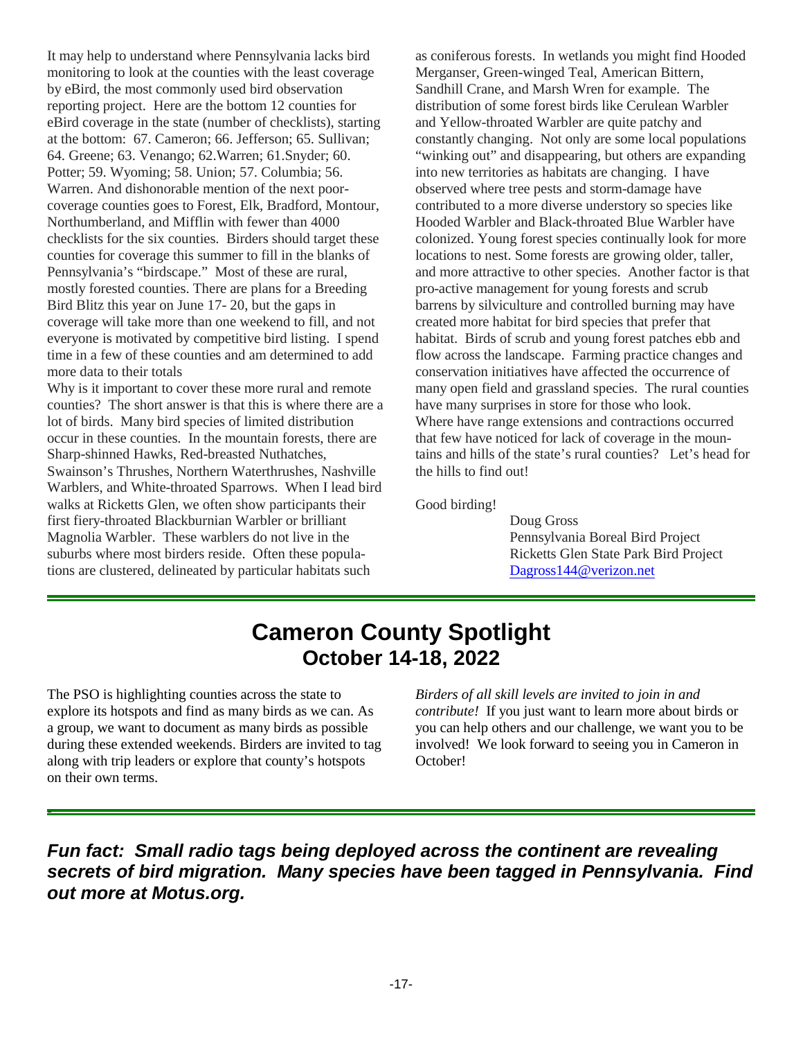It may help to understand where Pennsylvania lacks bird monitoring to look at the counties with the least coverage by eBird, the most commonly used bird observation reporting project. Here are the bottom 12 counties for eBird coverage in the state (number of checklists), starting at the bottom: 67. Cameron; 66. Jefferson; 65. Sullivan; 64. Greene; 63. Venango; 62.Warren; 61.Snyder; 60. Potter; 59. Wyoming; 58. Union; 57. Columbia; 56. Warren. And dishonorable mention of the next poor-coverage counties goes to Forest, Elk, Bradford, Montour, Northumberland, and Mifflin with fewer than 4000 checklists for the six counties. Birders should target these counties for coverage this summer to fill in the blanks of Pennsylvania's "birdscape." Most of these are rural, mostly forested counties. There are plans for a Breeding Bird Blitz this year on June 17- 20, but the gaps in coverage will take more than one weekend to fill, and not everyone is motivated by competitive bird listing. I spend time in a few of these counties and am determined to add more data to their totals

Why is it important to cover these more rural and remote counties? The short answer is that this is where there are a lot of birds. Many bird species of limited distribution occur in these counties. In the mountain forests, there are Sharp-shinned Hawks, Red-breasted Nuthatches, Swainson's Thrushes, Northern Waterthrushes, Nashville Warblers, and White-throated Sparrows. When I lead bird walks at Ricketts Glen, we often show participants their first fiery-throated Blackburnian Warbler or brilliant Magnolia Warbler. These warblers do not live in the suburbs where most birders reside. Often these populations are clustered, delineated by particular habitats such as coniferous forests. In wetlands you might find Hooded Merganser, Green-winged Teal, American Bittern, Sandhill Crane, and Marsh Wren for example. The distribution of some forest birds like Cerulean Warbler and Yellow-throated Warbler are quite patchy and constantly changing. Not only are some local populations "winking out" and disappearing, but others are expanding into new territories as habitats are changing. I have observed where tree pests and storm-damage have contributed to a more diverse understory so species like Hooded Warbler and Black-throated Blue Warbler have colonized. Young forest species continually look for more locations to nest. Some forests are growing older, taller, and more attractive to other species. Another factor is that pro-active management for young forests and scrub barrens by silviculture and controlled burning may have created more habitat for bird species that prefer that habitat. Birds of scrub and young forest patches ebb and flow across the landscape. Farming practice changes and conservation initiatives have affected the occurrence of many open field and grassland species. The rural counties have many surprises in store for those who look.

Where have range extensions and contractions occurred that few have noticed for lack of coverage in the mountains and hills of the state's rural counties? Let's head for the hills to find out!

Good birding!

Doug Gross
Pennsylvania Boreal Bird Project
Ricketts Glen State Park Bird Project
Dagross144@verizon.net

---

# Cameron County Spotlight
## October 14-18, 2022

The PSO is highlighting counties across the state to explore its hotspots and find as many birds as we can. As a group, we want to document as many birds as possible during these extended weekends. Birders are invited to tag along with trip leaders or explore that county's hotspots on their own terms.

*Birders of all skill levels are invited to join in and contribute!* If you just want to learn more about birds or you can help others and our challenge, we want you to be involved! We look forward to seeing you in Cameron in October!

---

***Fun fact: Small radio tags being deployed across the continent are revealing secrets of bird migration. Many species have been tagged in Pennsylvania. Find out more at Motus.org.***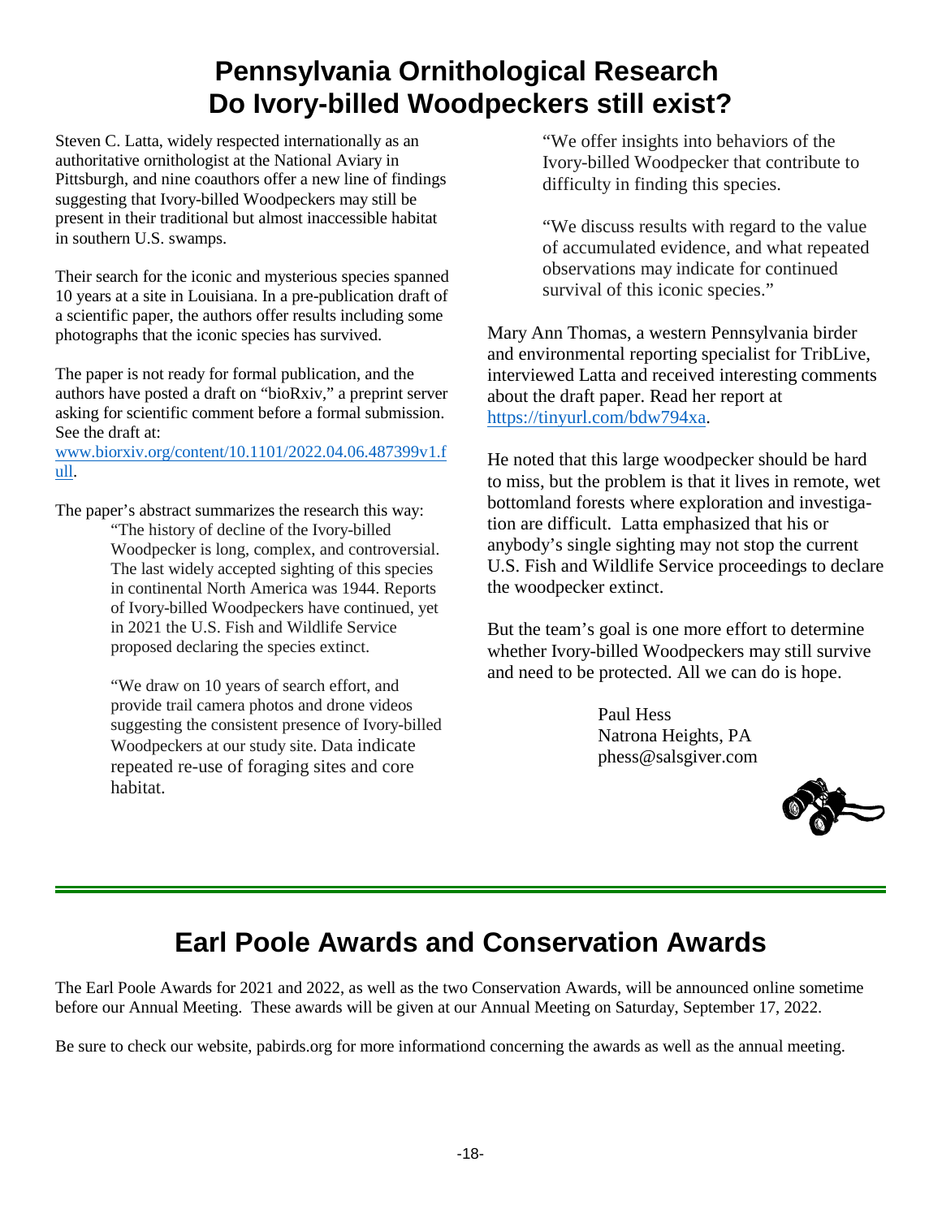# Pennsylvania Ornithological Research
# Do Ivory-billed Woodpeckers still exist?

Steven C. Latta, widely respected internationally as an authoritative ornithologist at the National Aviary in Pittsburgh, and nine coauthors offer a new line of findings suggesting that Ivory-billed Woodpeckers may still be present in their traditional but almost inaccessible habitat in southern U.S. swamps.

Their search for the iconic and mysterious species spanned 10 years at a site in Louisiana. In a pre-publication draft of a scientific paper, the authors offer results including some photographs that the iconic species has survived.

The paper is not ready for formal publication, and the authors have posted a draft on "bioRxiv," a preprint server asking for scientific comment before a formal submission. See the draft at: www.biorxiv.org/content/10.1101/2022.04.06.487399v1.full.

The paper's abstract summarizes the research this way:

> "The history of decline of the Ivory-billed Woodpecker is long, complex, and controversial. The last widely accepted sighting of this species in continental North America was 1944. Reports of Ivory-billed Woodpeckers have continued, yet in 2021 the U.S. Fish and Wildlife Service proposed declaring the species extinct.
>
> "We draw on 10 years of search effort, and provide trail camera photos and drone videos suggesting the consistent presence of Ivory-billed Woodpeckers at our study site. Data indicate repeated re-use of foraging sites and core habitat.
>
> "We offer insights into behaviors of the Ivory-billed Woodpecker that contribute to difficulty in finding this species.
>
> "We discuss results with regard to the value of accumulated evidence, and what repeated observations may indicate for continued survival of this iconic species."

Mary Ann Thomas, a western Pennsylvania birder and environmental reporting specialist for TribLive, interviewed Latta and received interesting comments about the draft paper. Read her report at https://tinyurl.com/bdw794xa.

He noted that this large woodpecker should be hard to miss, but the problem is that it lives in remote, wet bottomland forests where exploration and investigation are difficult. Latta emphasized that his or anybody's single sighting may not stop the current U.S. Fish and Wildlife Service proceedings to declare the woodpecker extinct.

But the team's goal is one more effort to determine whether Ivory-billed Woodpeckers may still survive and need to be protected. All we can do is hope.

Paul Hess
Natrona Heights, PA
phess@salsgiver.com

# Earl Poole Awards and Conservation Awards

The Earl Poole Awards for 2021 and 2022, as well as the two Conservation Awards, will be announced online sometime before our Annual Meeting. These awards will be given at our Annual Meeting on Saturday, September 17, 2022.

Be sure to check our website, pabirds.org for more informationd concerning the awards as well as the annual meeting.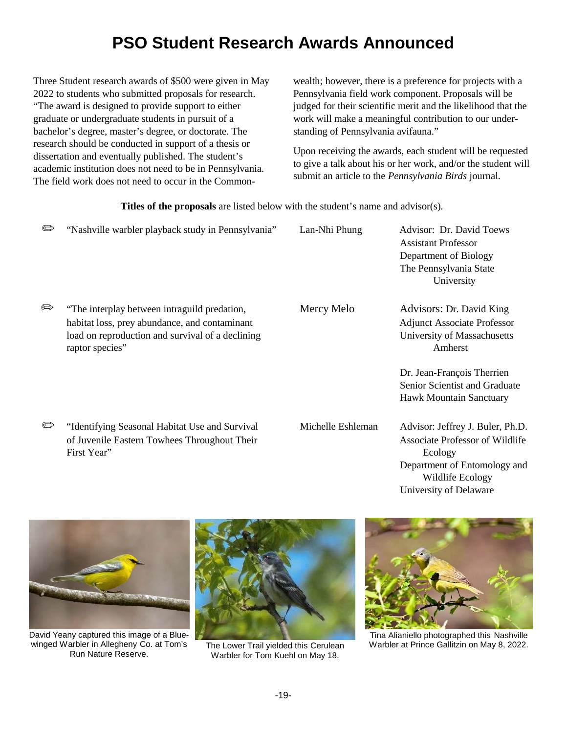# PSO Student Research Awards Announced

Three Student research awards of $500 were given in May 2022 to students who submitted proposals for research. "The award is designed to provide support to either graduate or undergraduate students in pursuit of a bachelor's degree, master's degree, or doctorate. The research should be conducted in support of a thesis or dissertation and eventually published. The student's academic institution does not need to be in Pennsylvania. The field work does not need to occur in the Commonwealth; however, there is a preference for projects with a Pennsylvania field work component. Proposals will be judged for their scientific merit and the likelihood that the work will make a meaningful contribution to our understanding of Pennsylvania avifauna."

Upon receiving the awards, each student will be requested to give a talk about his or her work, and/or the student will submit an article to the *Pennsylvania Birds* journal.

**Titles of the proposals** are listed below with the student's name and advisor(s).

| Title | Student | Advisor(s) |
|---|---|---|
| "Nashville warbler playback study in Pennsylvania" | Lan-Nhi Phung | Advisor: Dr. David Toews<br>Assistant Professor<br>Department of Biology<br>The Pennsylvania State University |
| "The interplay between intraguild predation, habitat loss, prey abundance, and contaminant load on reproduction and survival of a declining raptor species" | Mercy Melo | Advisors: Dr. David King<br>Adjunct Associate Professor<br>University of Massachusetts Amherst<br><br>Dr. Jean-François Therrien<br>Senior Scientist and Graduate<br>Hawk Mountain Sanctuary |
| "Identifying Seasonal Habitat Use and Survival of Juvenile Eastern Towhees Throughout Their First Year" | Michelle Eshleman | Advisor: Jeffrey J. Buler, Ph.D.<br>Associate Professor of Wildlife Ecology<br>Department of Entomology and Wildlife Ecology<br>University of Delaware |

David Yeany captured this image of a Blue-winged Warbler in Allegheny Co. at Tom's Run Nature Reserve.

The Lower Trail yielded this Cerulean Warbler for Tom Kuehl on May 18.

Tina Alianiello photographed this Nashville Warbler at Prince Gallitzin on May 8, 2022.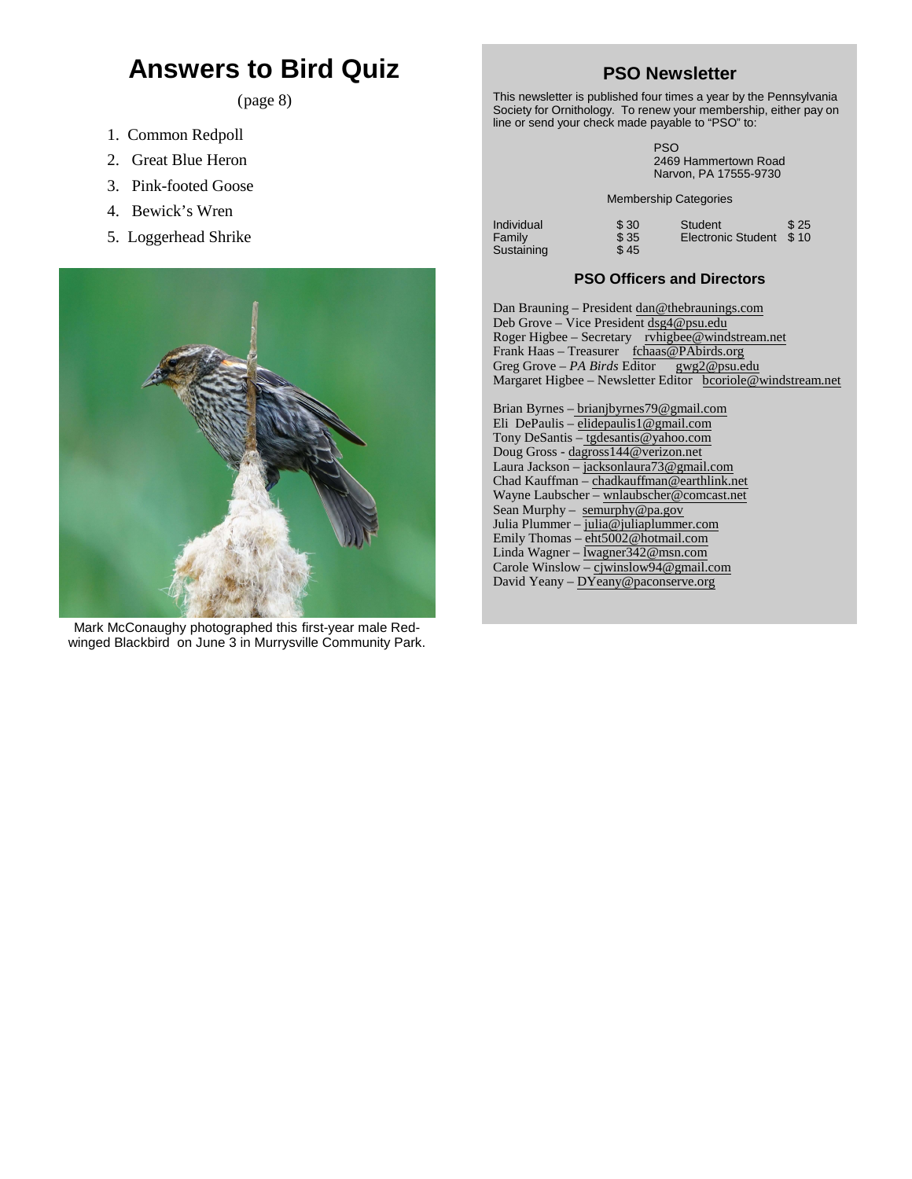# Answers to Bird Quiz

(page 8)

1. Common Redpoll
2. Great Blue Heron
3. Pink-footed Goose
4. Bewick's Wren
5. Loggerhead Shrike

Mark McConaughy photographed this first-year male Red-winged Blackbird on June 3 in Murrysville Community Park.

## PSO Newsletter

This newsletter is published four times a year by the Pennsylvania Society for Ornithology. To renew your membership, either pay on line or send your check made payable to "PSO" to:

PSO
2469 Hammertown Road
Narvon, PA 17555-9730

Membership Categories

| | | | |
|---|---|---|---|
| Individual | $ 30 | Student | $ 25 |
| Family | $ 35 | Electronic Student | $ 10 |
| Sustaining | $ 45 | | |

### PSO Officers and Directors

Dan Brauning – President dan@thebraunings.com
Deb Grove – Vice President dsg4@psu.edu
Roger Higbee – Secretary rvhigbee@windstream.net
Frank Haas – Treasurer fchaas@PAbirds.org
Greg Grove – *PA Birds* Editor gwg2@psu.edu
Margaret Higbee – Newsletter Editor bcoriole@windstream.net

Brian Byrnes – brianjbyrnes79@gmail.com
Eli DePaulis – elidepaulis1@gmail.com
Tony DeSantis – tgdesantis@yahoo.com
Doug Gross - dagross144@verizon.net
Laura Jackson – jacksonlaura73@gmail.com
Chad Kauffman – chadkauffman@earthlink.net
Wayne Laubscher – wnlaubscher@comcast.net
Sean Murphy – semurphy@pa.gov
Julia Plummer – julia@juliaplummer.com
Emily Thomas – eht5002@hotmail.com
Linda Wagner – lwagner342@msn.com
Carole Winslow – cjwinslow94@gmail.com
David Yeany – DYeany@paconserve.org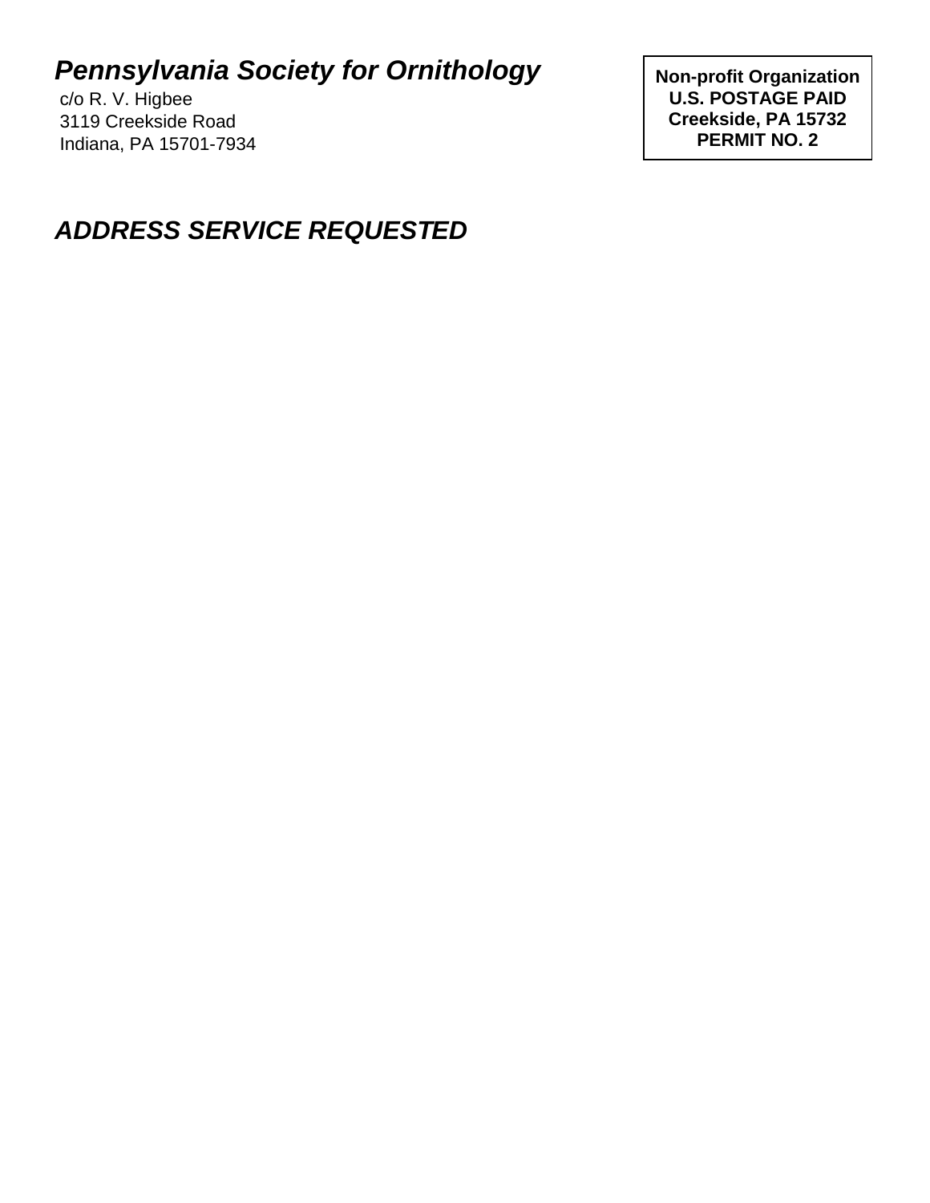***Pennsylvania Society for Ornithology***

c/o R. V. Higbee
3119 Creekside Road
Indiana, PA 15701-7934

**Non-profit Organization**
**U.S. POSTAGE PAID**
**Creekside, PA 15732**
**PERMIT NO. 2**

***ADDRESS SERVICE REQUESTED***